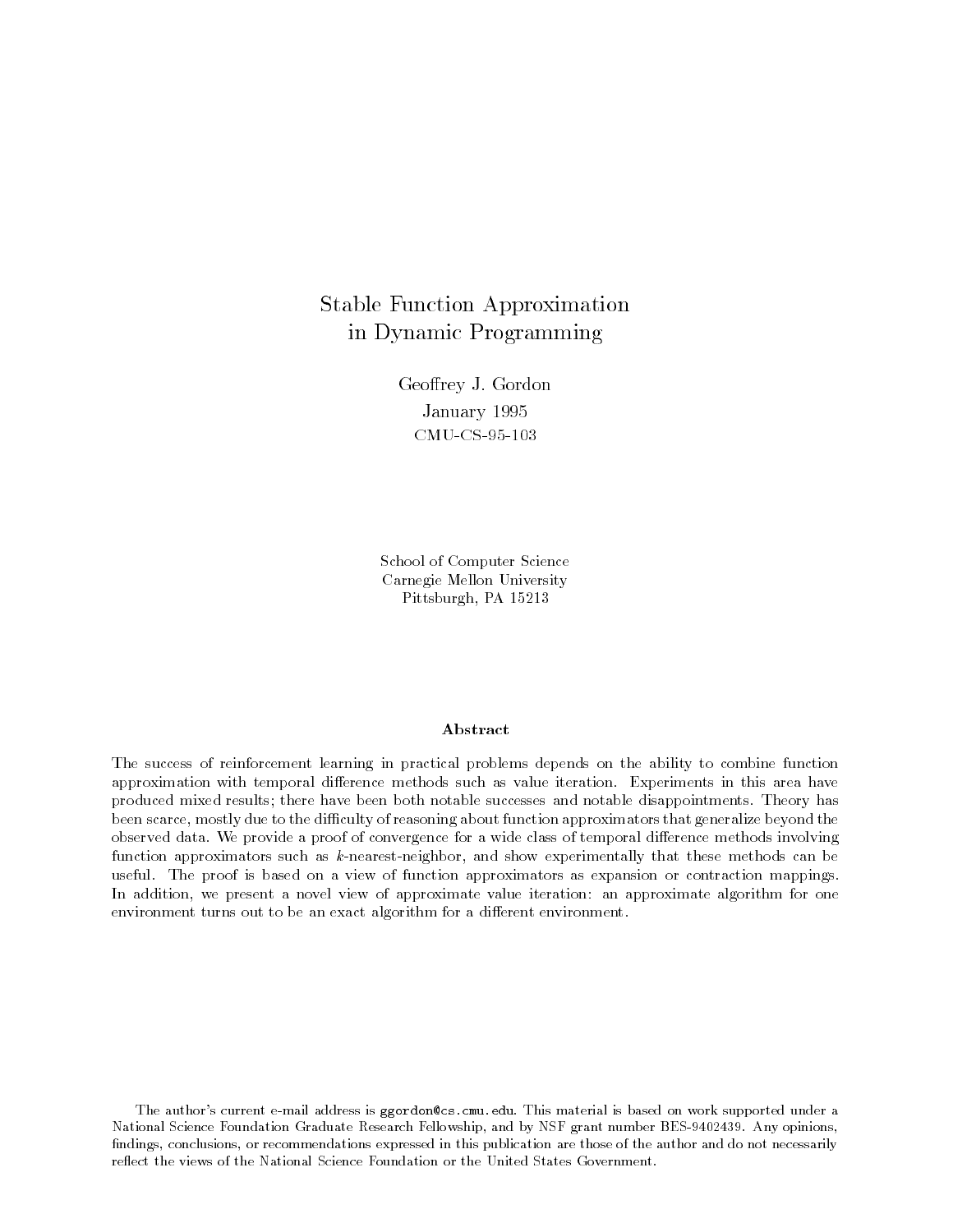# Stable Function Approximation in Dynamic Programming

Geoffrey J. Gordon

January 1995

CMU-CS-95-103

School of Computer Science
Carnegie Mellon University
Pittsburgh, PA 15213

## Abstract

The success of reinforcement learning in practical problems depends on the ability to combine function approximation with temporal difference methods such as value iteration. Experiments in this area have produced mixed results; there have been both notable successes and notable disappointments. Theory has been scarce, mostly due to the difficulty of reasoning about function approximators that generalize beyond the observed data. We provide a proof of convergence for a wide class of temporal difference methods involving function approximators such as $k$-nearest-neighbor, and show experimentally that these methods can be useful. The proof is based on a view of function approximators as expansion or contraction mappings. In addition, we present a novel view of approximate value iteration: an approximate algorithm for one environment turns out to be an exact algorithm for a different environment.

The author's current e-mail address is `ggordon@cs.cmu.edu`. This material is based on work supported under a National Science Foundation Graduate Research Fellowship, and by NSF grant number BES-9402439. Any opinions, findings, conclusions, or recommendations expressed in this publication are those of the author and do not necessarily reflect the views of the National Science Foundation or the United States Government.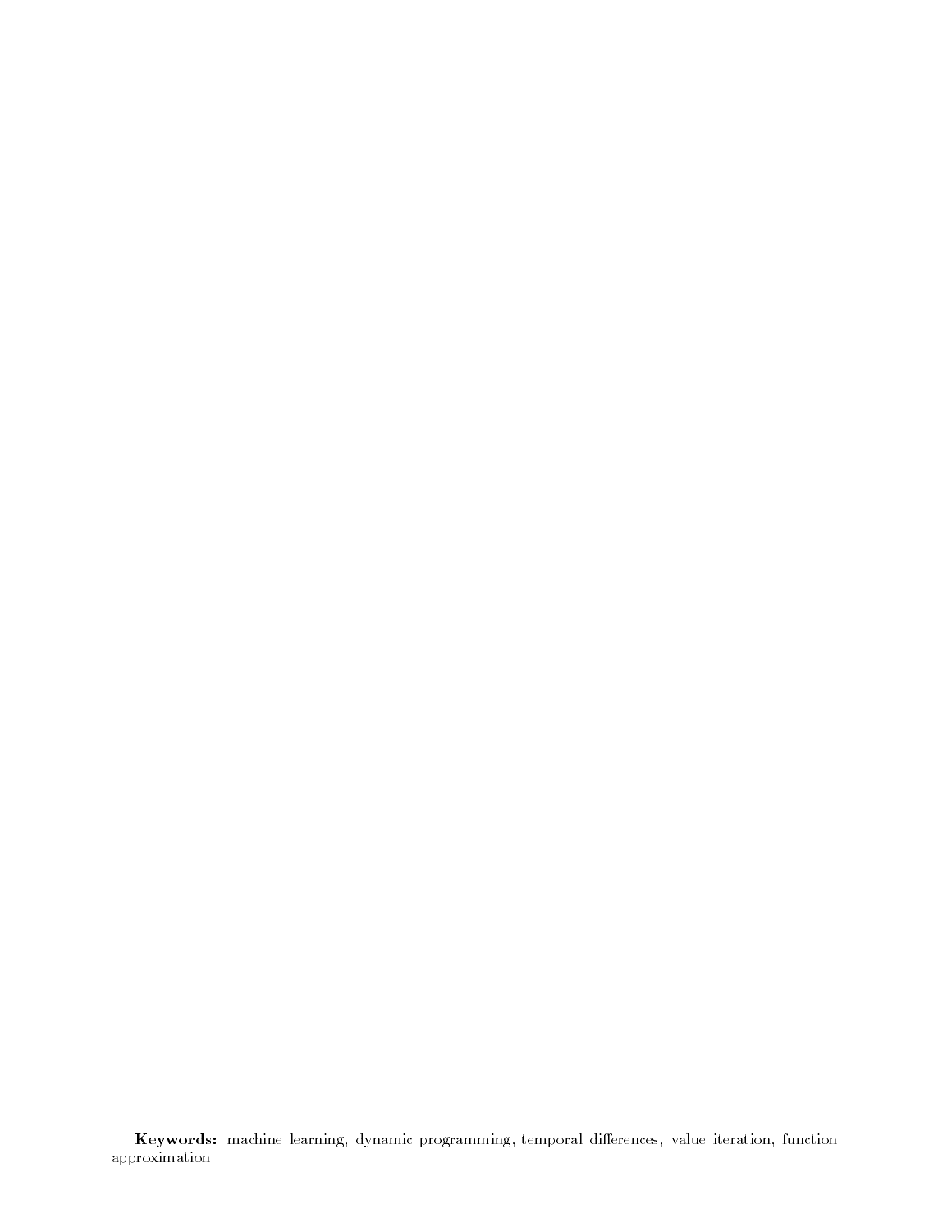**Keywords:** machine learning, dynamic programming, temporal differences, value iteration, function approximation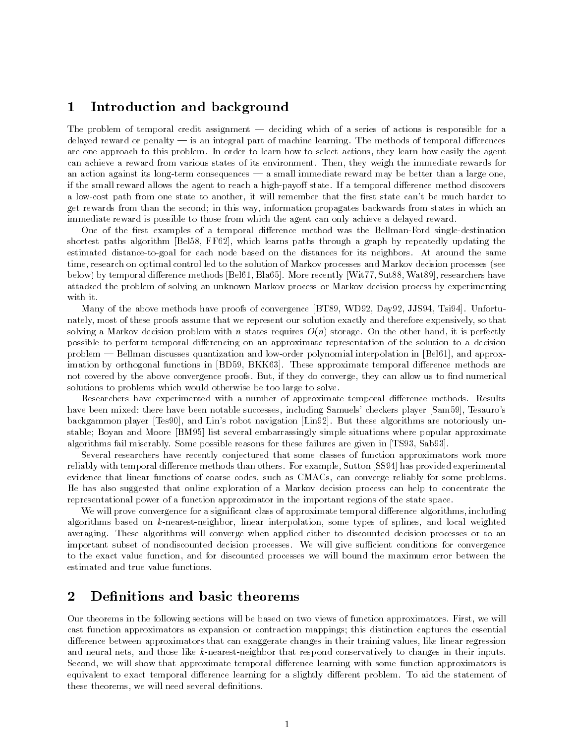## 1 Introduction and background

The problem of temporal credit assignment — deciding which of a series of actions is responsible for a delayed reward or penalty — is an integral part of machine learning. The methods of temporal differences are one approach to this problem. In order to learn how to select actions, they learn how easily the agent can achieve a reward from various states of its environment. Then, they weigh the immediate rewards for an action against its long-term consequences — a small immediate reward may be better than a large one, if the small reward allows the agent to reach a high-payoff state. If a temporal difference method discovers a low-cost path from one state to another, it will remember that the first state can't be much harder to get rewards from than the second; in this way, information propagates backwards from states in which an immediate reward is possible to those from which the agent can only achieve a delayed reward.

One of the first examples of a temporal difference method was the Bellman-Ford single-destination shortest paths algorithm [Bel58, FF62], which learns paths through a graph by repeatedly updating the estimated distance-to-goal for each node based on the distances for its neighbors. At around the same time, research on optimal control led to the solution of Markov processes and Markov decision processes (see below) by temporal difference methods [Bel61, Bla65]. More recently [Wit77, Sut88, Wat89], researchers have attacked the problem of solving an unknown Markov process or Markov decision process by experimenting with it.

Many of the above methods have proofs of convergence [BT89, WD92, Day92, JJS94, Tsi94]. Unfortunately, most of these proofs assume that we represent our solution exactly and therefore expensively, so that solving a Markov decision problem with $n$ states requires $O(n)$ storage. On the other hand, it is perfectly possible to perform temporal differencing on an approximate representation of the solution to a decision problem — Bellman discusses quantization and low-order polynomial interpolation in [Bel61], and approximation by orthogonal functions in [BD59, BKK63]. These approximate temporal difference methods are not covered by the above convergence proofs. But, if they do converge, they can allow us to find numerical solutions to problems which would otherwise be too large to solve.

Researchers have experimented with a number of approximate temporal difference methods. Results have been mixed: there have been notable successes, including Samuels' checkers player [Sam59], Tesauro's backgammon player [Tes90], and Lin's robot navigation [Lin92]. But these algorithms are notoriously unstable; Boyan and Moore [BM95] list several embarrassingly simple situations where popular approximate algorithms fail miserably. Some possible reasons for these failures are given in [TS93, Sab93].

Several researchers have recently conjectured that some classes of function approximators work more reliably with temporal difference methods than others. For example, Sutton [SS94] has provided experimental evidence that linear functions of coarse codes, such as CMACs, can converge reliably for some problems. He has also suggested that online exploration of a Markov decision process can help to concentrate the representational power of a function approximator in the important regions of the state space.

We will prove convergence for a significant class of approximate temporal difference algorithms, including algorithms based on $k$-nearest-neighbor, linear interpolation, some types of splines, and local weighted averaging. These algorithms will converge when applied either to discounted decision processes or to an important subset of nondiscounted decision processes. We will give sufficient conditions for convergence to the exact value function, and for discounted processes we will bound the maximum error between the estimated and true value functions.

## 2 Definitions and basic theorems

Our theorems in the following sections will be based on two views of function approximators. First, we will cast function approximators as expansion or contraction mappings; this distinction captures the essential difference between approximators that can exaggerate changes in their training values, like linear regression and neural nets, and those like $k$-nearest-neighbor that respond conservatively to changes in their inputs. Second, we will show that approximate temporal difference learning with some function approximators is equivalent to exact temporal difference learning for a slightly different problem. To aid the statement of these theorems, we will need several definitions.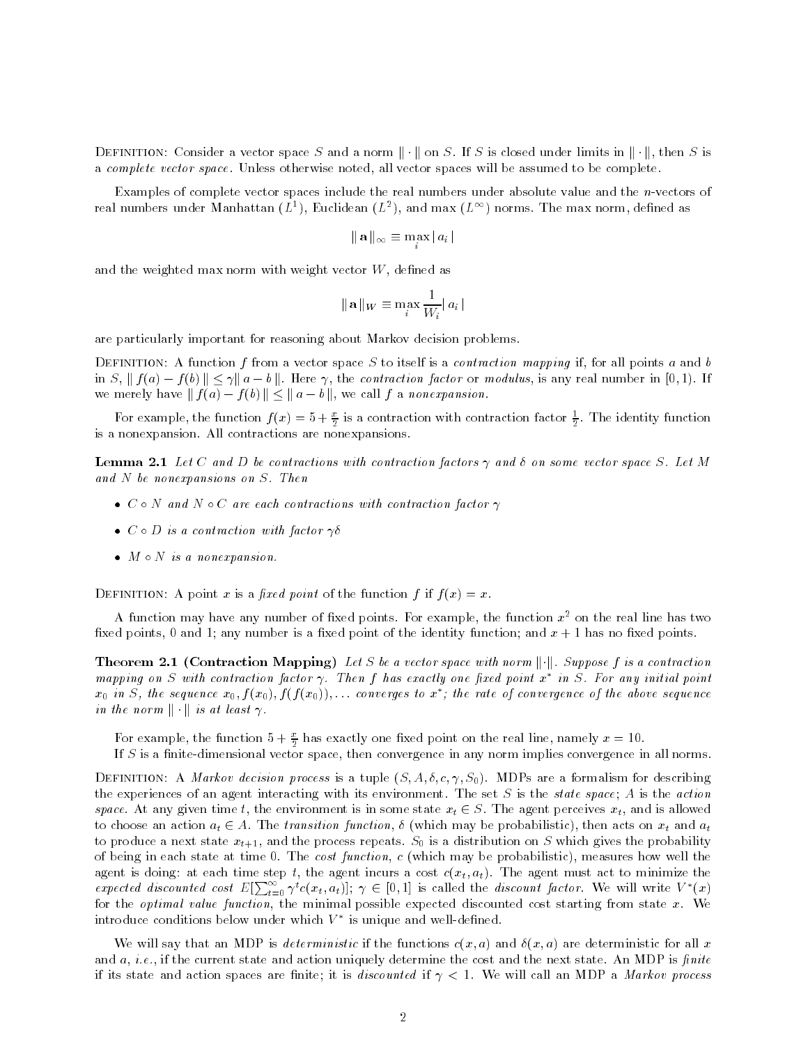**Definition:** Consider a vector space $S$ and a norm $\|\cdot\|$ on $S$. If $S$ is closed under limits in $\|\cdot\|$, then $S$ is a *complete vector space*. Unless otherwise noted, all vector spaces will be assumed to be complete.

Examples of complete vector spaces include the real numbers under absolute value and the $n$-vectors of real numbers under Manhattan ($L^1$), Euclidean ($L^2$), and max ($L^\infty$) norms. The max norm, defined as

$$\|\mathbf{a}\|_\infty \equiv \max_i |a_i|$$

and the weighted max norm with weight vector $W$, defined as

$$\|\mathbf{a}\|_W \equiv \max_i \frac{1}{W_i}|a_i|$$

are particularly important for reasoning about Markov decision problems.

**Definition:** A function $f$ from a vector space $S$ to itself is a *contraction mapping* if, for all points $a$ and $b$ in $S$, $\|f(a) - f(b)\| \leq \gamma \|a - b\|$. Here $\gamma$, the *contraction factor* or *modulus*, is any real number in $[0, 1)$. If we merely have $\|f(a) - f(b)\| \leq \|a - b\|$, we call $f$ a *nonexpansion*.

For example, the function $f(x) = 5 + \frac{x}{2}$ is a contraction with contraction factor $\frac{1}{2}$. The identity function is a nonexpansion. All contractions are nonexpansions.

**Lemma 2.1** *Let $C$ and $D$ be contractions with contraction factors $\gamma$ and $\delta$ on some vector space $S$. Let $M$ and $N$ be nonexpansions on $S$. Then*

- *$C \circ N$ and $N \circ C$ are each contractions with contraction factor $\gamma$*
- *$C \circ D$ is a contraction with factor $\gamma\delta$*
- *$M \circ N$ is a nonexpansion.*

**Definition:** A point $x$ is a *fixed point* of the function $f$ if $f(x) = x$.

A function may have any number of fixed points. For example, the function $x^2$ on the real line has two fixed points, 0 and 1; any number is a fixed point of the identity function; and $x + 1$ has no fixed points.

**Theorem 2.1 (Contraction Mapping)** *Let $S$ be a vector space with norm $\|\cdot\|$. Suppose $f$ is a contraction mapping on $S$ with contraction factor $\gamma$. Then $f$ has exactly one fixed point $x^*$ in $S$. For any initial point $x_0$ in $S$, the sequence $x_0, f(x_0), f(f(x_0)), \ldots$ converges to $x^*$; the rate of convergence of the above sequence in the norm $\|\cdot\|$ is at least $\gamma$.*

For example, the function $5 + \frac{x}{2}$ has exactly one fixed point on the real line, namely $x = 10$.

If $S$ is a finite-dimensional vector space, then convergence in any norm implies convergence in all norms.

**Definition:** A *Markov decision process* is a tuple $(S, A, \delta, c, \gamma, S_0)$. MDPs are a formalism for describing the experiences of an agent interacting with its environment. The set $S$ is the *state space*; $A$ is the *action space*. At any given time $t$, the environment is in some state $x_t \in S$. The agent perceives $x_t$, and is allowed to choose an action $a_t \in A$. The *transition function*, $\delta$ (which may be probabilistic), then acts on $x_t$ and $a_t$ to produce a next state $x_{t+1}$, and the process repeats. $S_0$ is a distribution on $S$ which gives the probability of being in each state at time 0. The *cost function*, $c$ (which may be probabilistic), measures how well the agent is doing: at each time step $t$, the agent incurs a cost $c(x_t, a_t)$. The agent must act to minimize the *expected discounted cost* $E[\sum_{t=0}^{\infty} \gamma^t c(x_t, a_t)]$; $\gamma \in [0, 1]$ is called the *discount factor*. We will write $V^*(x)$ for the *optimal value function*, the minimal possible expected discounted cost starting from state $x$. We introduce conditions below under which $V^*$ is unique and well-defined.

We will say that an MDP is *deterministic* if the functions $c(x, a)$ and $\delta(x, a)$ are deterministic for all $x$ and $a$, *i.e.*, if the current state and action uniquely determine the cost and the next state. An MDP is *finite* if its state and action spaces are finite; it is *discounted* if $\gamma < 1$. We will call an MDP a *Markov process*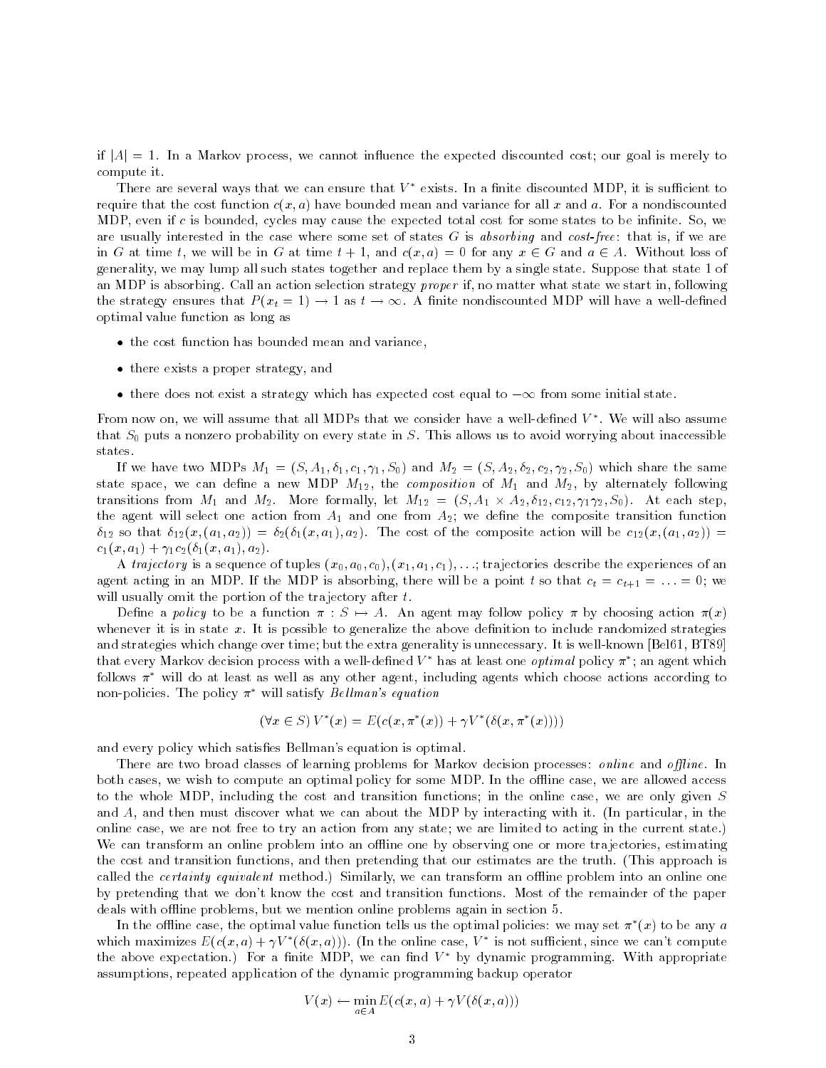if $|A| = 1$. In a Markov process, we cannot influence the expected discounted cost; our goal is merely to compute it.

There are several ways that we can ensure that $V^*$ exists. In a finite discounted MDP, it is sufficient to require that the cost function $c(x, a)$ have bounded mean and variance for all $x$ and $a$. For a nondiscounted MDP, even if $c$ is bounded, cycles may cause the expected total cost for some states to be infinite. So, we are usually interested in the case where some set of states $G$ is *absorbing* and *cost-free*: that is, if we are in $G$ at time $t$, we will be in $G$ at time $t + 1$, and $c(x, a) = 0$ for any $x \in G$ and $a \in A$. Without loss of generality, we may lump all such states together and replace them by a single state. Suppose that state 1 of an MDP is absorbing. Call an action selection strategy *proper* if, no matter what state we start in, following the strategy ensures that $P(x_t = 1) \to 1$ as $t \to \infty$. A finite nondiscounted MDP will have a well-defined optimal value function as long as

- the cost function has bounded mean and variance,
- there exists a proper strategy, and
- there does not exist a strategy which has expected cost equal to $-\infty$ from some initial state.

From now on, we will assume that all MDPs that we consider have a well-defined $V^*$. We will also assume that $S_0$ puts a nonzero probability on every state in $S$. This allows us to avoid worrying about inaccessible states.

If we have two MDPs $M_1 = (S, A_1, \delta_1, c_1, \gamma_1, S_0)$ and $M_2 = (S, A_2, \delta_2, c_2, \gamma_2, S_0)$ which share the same state space, we can define a new MDP $M_{12}$, the *composition* of $M_1$ and $M_2$, by alternately following transitions from $M_1$ and $M_2$. More formally, let $M_{12} = (S, A_1 \times A_2, \delta_{12}, c_{12}, \gamma_1\gamma_2, S_0)$. At each step, the agent will select one action from $A_1$ and one from $A_2$; we define the composite transition function $\delta_{12}$ so that $\delta_{12}(x, (a_1, a_2)) = \delta_2(\delta_1(x, a_1), a_2)$. The cost of the composite action will be $c_{12}(x, (a_1, a_2)) = c_1(x, a_1) + \gamma_1 c_2(\delta_1(x, a_1), a_2)$.

A *trajectory* is a sequence of tuples $(x_0, a_0, c_0), (x_1, a_1, c_1), \ldots$; trajectories describe the experiences of an agent acting in an MDP. If the MDP is absorbing, there will be a point $t$ so that $c_t = c_{t+1} = \ldots = 0$; we will usually omit the portion of the trajectory after $t$.

Define a *policy* to be a function $\pi : S \mapsto A$. An agent may follow policy $\pi$ by choosing action $\pi(x)$ whenever it is in state $x$. It is possible to generalize the above definition to include randomized strategies and strategies which change over time; but the extra generality is unnecessary. It is well-known [Bel61, BT89] that every Markov decision process with a well-defined $V^*$ has at least one *optimal* policy $\pi^*$; an agent which follows $\pi^*$ will do at least as well as any other agent, including agents which choose actions according to non-policies. The policy $\pi^*$ will satisfy *Bellman's equation*

$$(\forall x \in S)\; V^*(x) = E(c(x, \pi^*(x)) + \gamma V^*(\delta(x, \pi^*(x))))$$

and every policy which satisfies Bellman's equation is optimal.

There are two broad classes of learning problems for Markov decision processes: *online* and *offline*. In both cases, we wish to compute an optimal policy for some MDP. In the offline case, we are allowed access to the whole MDP, including the cost and transition functions; in the online case, we are only given $S$ and $A$, and then must discover what we can about the MDP by interacting with it. (In particular, in the online case, we are not free to try an action from any state; we are limited to acting in the current state.) We can transform an online problem into an offline one by observing one or more trajectories, estimating the cost and transition functions, and then pretending that our estimates are the truth. (This approach is called the *certainty equivalent* method.) Similarly, we can transform an offline problem into an online one by pretending that we don't know the cost and transition functions. Most of the remainder of the paper deals with offline problems, but we mention online problems again in section 5.

In the offline case, the optimal value function tells us the optimal policies: we may set $\pi^*(x)$ to be any $a$ which maximizes $E(c(x, a) + \gamma V^*(\delta(x, a)))$. (In the online case, $V^*$ is not sufficient, since we can't compute the above expectation.) For a finite MDP, we can find $V^*$ by dynamic programming. With appropriate assumptions, repeated application of the dynamic programming backup operator

$$V(x) \leftarrow \min_{a \in A} E(c(x, a) + \gamma V(\delta(x, a)))$$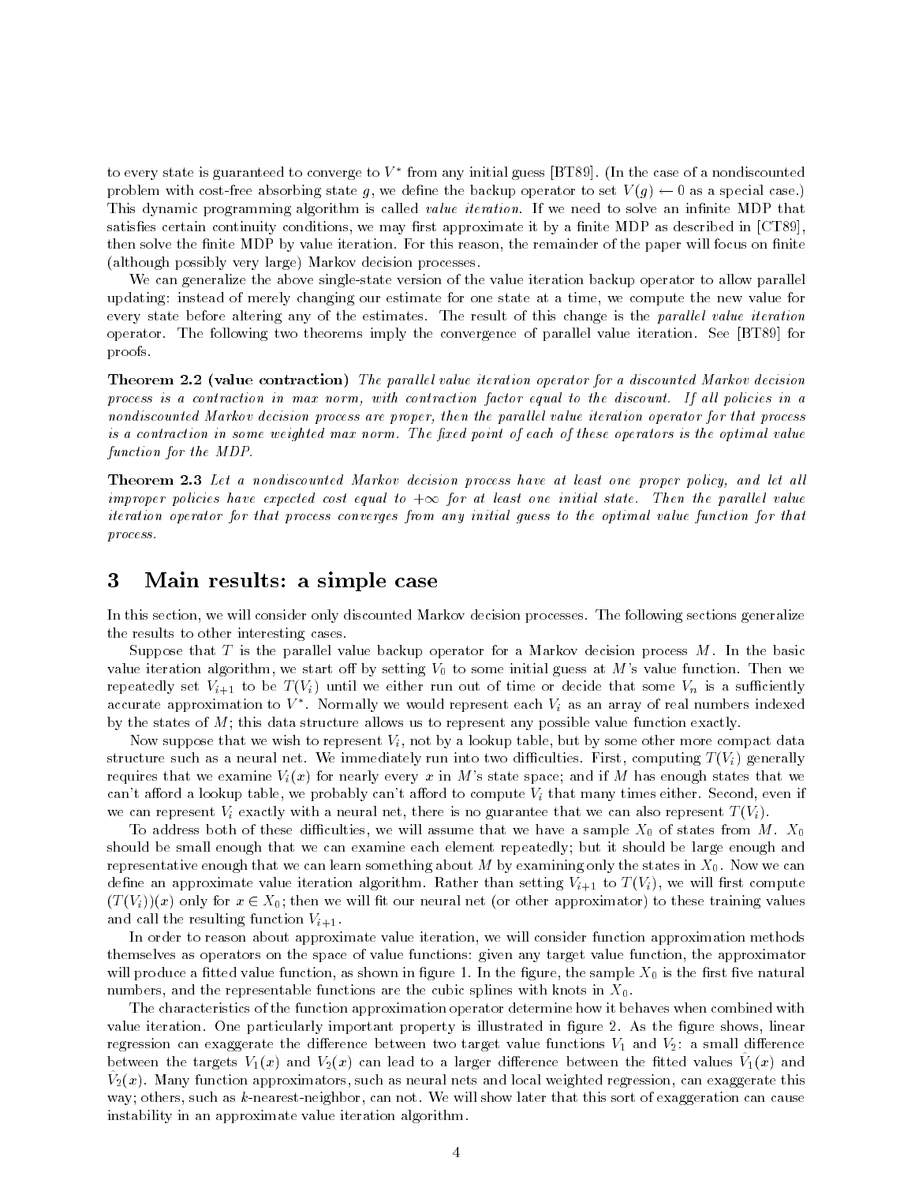to every state is guaranteed to converge to $V^*$ from any initial guess [BT89]. (In the case of a nondiscounted problem with cost-free absorbing state $g$, we define the backup operator to set $V(g) \leftarrow 0$ as a special case.) This dynamic programming algorithm is called *value iteration*. If we need to solve an infinite MDP that satisfies certain continuity conditions, we may first approximate it by a finite MDP as described in [CT89], then solve the finite MDP by value iteration. For this reason, the remainder of the paper will focus on finite (although possibly very large) Markov decision processes.

We can generalize the above single-state version of the value iteration backup operator to allow parallel updating: instead of merely changing our estimate for one state at a time, we compute the new value for every state before altering any of the estimates. The result of this change is the *parallel value iteration* operator. The following two theorems imply the convergence of parallel value iteration. See [BT89] for proofs.

**Theorem 2.2 (value contraction)** *The parallel value iteration operator for a discounted Markov decision process is a contraction in max norm, with contraction factor equal to the discount. If all policies in a nondiscounted Markov decision process are proper, then the parallel value iteration operator for that process is a contraction in some weighted max norm. The fixed point of each of these operators is the optimal value function for the MDP.*

**Theorem 2.3** *Let a nondiscounted Markov decision process have at least one proper policy, and let all improper policies have expected cost equal to $+\infty$ for at least one initial state. Then the parallel value iteration operator for that process converges from any initial guess to the optimal value function for that process.*

# 3 Main results: a simple case

In this section, we will consider only discounted Markov decision processes. The following sections generalize the results to other interesting cases.

Suppose that $T$ is the parallel value backup operator for a Markov decision process $M$. In the basic value iteration algorithm, we start off by setting $V_0$ to some initial guess at $M$'s value function. Then we repeatedly set $V_{i+1}$ to be $T(V_i)$ until we either run out of time or decide that some $V_n$ is a sufficiently accurate approximation to $V^*$. Normally we would represent each $V_i$ as an array of real numbers indexed by the states of $M$; this data structure allows us to represent any possible value function exactly.

Now suppose that we wish to represent $V_i$, not by a lookup table, but by some other more compact data structure such as a neural net. We immediately run into two difficulties. First, computing $T(V_i)$ generally requires that we examine $V_i(x)$ for nearly every $x$ in $M$'s state space; and if $M$ has enough states that we can't afford a lookup table, we probably can't afford to compute $V_i$ that many times either. Second, even if we can represent $V_i$ exactly with a neural net, there is no guarantee that we can also represent $T(V_i)$.

To address both of these difficulties, we will assume that we have a sample $X_0$ of states from $M$. $X_0$ should be small enough that we can examine each element repeatedly; but it should be large enough and representative enough that we can learn something about $M$ by examining only the states in $X_0$. Now we can define an approximate value iteration algorithm. Rather than setting $V_{i+1}$ to $T(V_i)$, we will first compute $(T(V_i))(x)$ only for $x \in X_0$; then we will fit our neural net (or other approximator) to these training values and call the resulting function $V_{i+1}$.

In order to reason about approximate value iteration, we will consider function approximation methods themselves as operators on the space of value functions: given any target value function, the approximator will produce a fitted value function, as shown in figure 1. In the figure, the sample $X_0$ is the first five natural numbers, and the representable functions are the cubic splines with knots in $X_0$.

The characteristics of the function approximation operator determine how it behaves when combined with value iteration. One particularly important property is illustrated in figure 2. As the figure shows, linear regression can exaggerate the difference between two target value functions $V_1$ and $V_2$: a small difference between the targets $V_1(x)$ and $V_2(x)$ can lead to a larger difference between the fitted values $\hat{V}_1(x)$ and $\hat{V}_2(x)$. Many function approximators, such as neural nets and local weighted regression, can exaggerate this way; others, such as $k$-nearest-neighbor, can not. We will show later that this sort of exaggeration can cause instability in an approximate value iteration algorithm.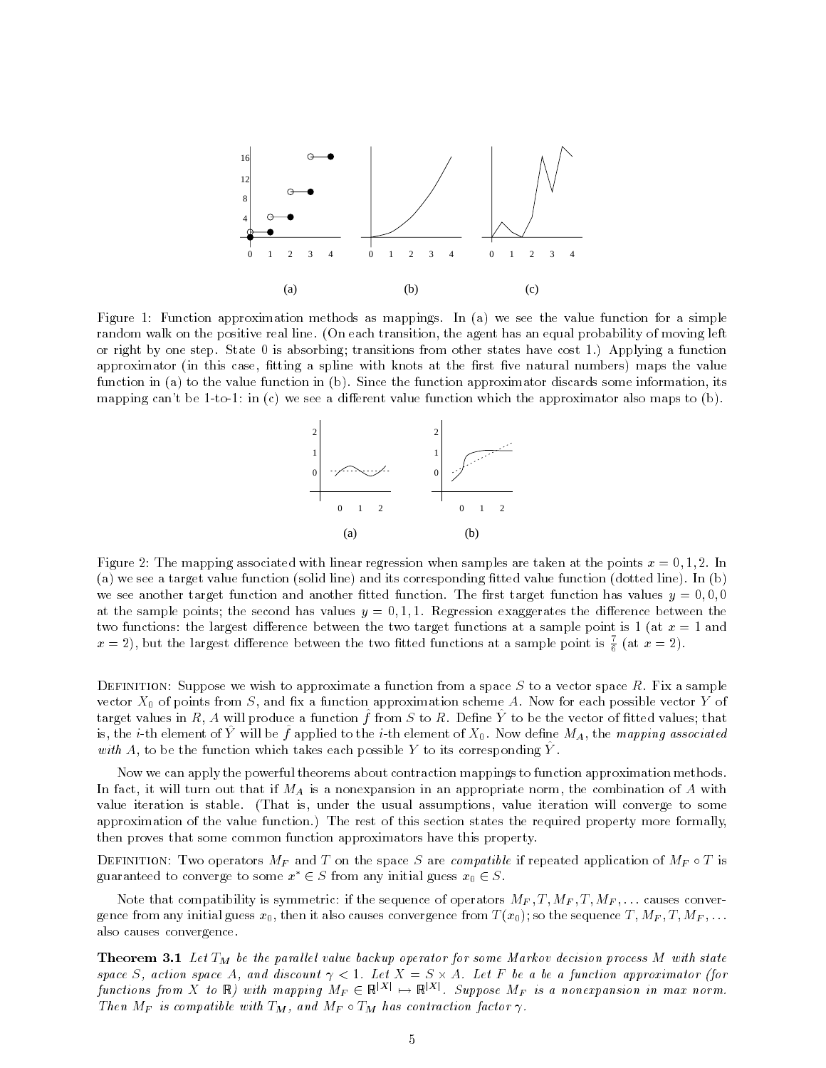Figure 1: Function approximation methods as mappings. In (a) we see the value function for a simple random walk on the positive real line. (On each transition, the agent has an equal probability of moving left or right by one step. State 0 is absorbing; transitions from other states have cost 1.) Applying a function approximator (in this case, fitting a spline with knots at the first five natural numbers) maps the value function in (a) to the value function in (b). Since the function approximator discards some information, its mapping can't be 1-to-1: in (c) we see a different value function which the approximator also maps to (b).

Figure 2: The mapping associated with linear regression when samples are taken at the points $x = 0, 1, 2$. In (a) we see a target value function (solid line) and its corresponding fitted value function (dotted line). In (b) we see another target function and another fitted function. The first target function has values $y = 0, 0, 0$ at the sample points; the second has values $y = 0, 1, 1$. Regression exaggerates the difference between the two functions: the largest difference between the two target functions at a sample point is 1 (at $x = 1$ and $x = 2$), but the largest difference between the two fitted functions at a sample point is $\frac{7}{6}$ (at $x = 2$).

Definition: Suppose we wish to approximate a function from a space $S$ to a vector space $R$. Fix a sample vector $X_0$ of points from $S$, and fix a function approximation scheme $A$. Now for each possible vector $Y$ of target values in $R$, $A$ will produce a function $\hat{f}$ from $S$ to $R$. Define $\hat{Y}$ to be the vector of fitted values; that is, the $i$-th element of $\hat{Y}$ will be $\hat{f}$ applied to the $i$-th element of $X_0$. Now define $M_A$, the *mapping associated with* $A$, to be the function which takes each possible $Y$ to its corresponding $\hat{Y}$.

Now we can apply the powerful theorems about contraction mappings to function approximation methods. In fact, it will turn out that if $M_A$ is a nonexpansion in an appropriate norm, the combination of $A$ with value iteration is stable. (That is, under the usual assumptions, value iteration will converge to some approximation of the value function.) The rest of this section states the required property more formally, then proves that some common function approximators have this property.

Definition: Two operators $M_F$ and $T$ on the space $S$ are *compatible* if repeated application of $M_F \circ T$ is guaranteed to converge to some $x^* \in S$ from any initial guess $x_0 \in S$.

Note that compatibility is symmetric: if the sequence of operators $M_F, T, M_F, T, M_F, \ldots$ causes convergence from any initial guess $x_0$, then it also causes convergence from $T(x_0)$; so the sequence $T, M_F, T, M_F, \ldots$ also causes convergence.

**Theorem 3.1** *Let $T_M$ be the parallel value backup operator for some Markov decision process $M$ with state space $S$, action space $A$, and discount $\gamma < 1$. Let $X = S \times A$. Let $F$ be a be a function approximator (for functions from $X$ to $\mathbb{R}$) with mapping $M_F \in \mathbb{R}^{|X|} \mapsto \mathbb{R}^{|X|}$. Suppose $M_F$ is a nonexpansion in max norm. Then $M_F$ is compatible with $T_M$, and $M_F \circ T_M$ has contraction factor $\gamma$.*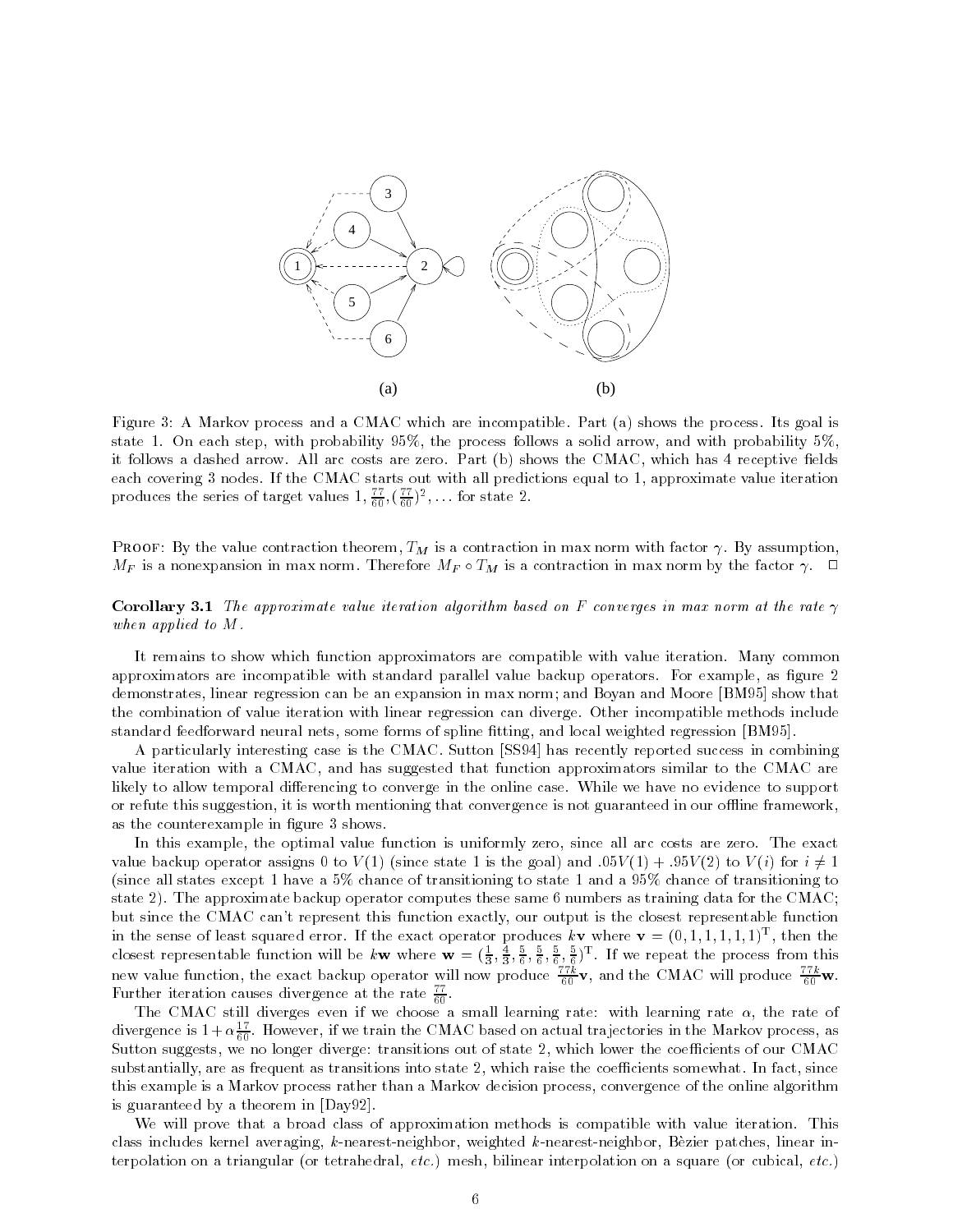Figure 3: A Markov process and a CMAC which are incompatible. Part (a) shows the process. Its goal is state 1. On each step, with probability 95%, the process follows a solid arrow, and with probability 5%, it follows a dashed arrow. All arc costs are zero. Part (b) shows the CMAC, which has 4 receptive fields each covering 3 nodes. If the CMAC starts out with all predictions equal to 1, approximate value iteration produces the series of target values $1, \frac{77}{60}, (\frac{77}{60})^2, \ldots$ for state 2.

Proof: By the value contraction theorem, $T_M$ is a contraction in max norm with factor $\gamma$. By assumption, $M_F$ is a nonexpansion in max norm. Therefore $M_F \circ T_M$ is a contraction in max norm by the factor $\gamma$. □

**Corollary 3.1** *The approximate value iteration algorithm based on $F$ converges in max norm at the rate $\gamma$ when applied to $M$.*

It remains to show which function approximators are compatible with value iteration. Many common approximators are incompatible with standard parallel value backup operators. For example, as figure 2 demonstrates, linear regression can be an expansion in max norm; and Boyan and Moore [BM95] show that the combination of value iteration with linear regression can diverge. Other incompatible methods include standard feedforward neural nets, some forms of spline fitting, and local weighted regression [BM95].

A particularly interesting case is the CMAC. Sutton [SS94] has recently reported success in combining value iteration with a CMAC, and has suggested that function approximators similar to the CMAC are likely to allow temporal differencing to converge in the online case. While we have no evidence to support or refute this suggestion, it is worth mentioning that convergence is not guaranteed in our offline framework, as the counterexample in figure 3 shows.

In this example, the optimal value function is uniformly zero, since all arc costs are zero. The exact value backup operator assigns 0 to $V(1)$ (since state 1 is the goal) and $.05V(1) + .95V(2)$ to $V(i)$ for $i \neq 1$ (since all states except 1 have a 5% chance of transitioning to state 1 and a 95% chance of transitioning to state 2). The approximate backup operator computes these same 6 numbers as training data for the CMAC; but since the CMAC can't represent this function exactly, our output is the closest representable function in the sense of least squared error. If the exact operator produces $k\mathbf{v}$ where $\mathbf{v} = (0, 1, 1, 1, 1, 1)^{\mathrm{T}}$, then the closest representable function will be $k\mathbf{w}$ where $\mathbf{w} = (\frac{1}{3}, \frac{4}{3}, \frac{5}{6}, \frac{5}{6}, \frac{5}{6}, \frac{5}{6})^{\mathrm{T}}$. If we repeat the process from this new value function, the exact backup operator will now produce $\frac{77k}{60}\mathbf{v}$, and the CMAC will produce $\frac{77k}{60}\mathbf{w}$. Further iteration causes divergence at the rate $\frac{77}{60}$.

The CMAC still diverges even if we choose a small learning rate: with learning rate $\alpha$, the rate of divergence is $1 + \alpha\frac{17}{60}$. However, if we train the CMAC based on actual trajectories in the Markov process, as Sutton suggests, we no longer diverge: transitions out of state 2, which lower the coefficients of our CMAC substantially, are as frequent as transitions into state 2, which raise the coefficients somewhat. In fact, since this example is a Markov process rather than a Markov decision process, convergence of the online algorithm is guaranteed by a theorem in [Day92].

We will prove that a broad class of approximation methods is compatible with value iteration. This class includes kernel averaging, $k$-nearest-neighbor, weighted $k$-nearest-neighbor, Bèzier patches, linear interpolation on a triangular (or tetrahedral, *etc.*) mesh, bilinear interpolation on a square (or cubical, *etc.*)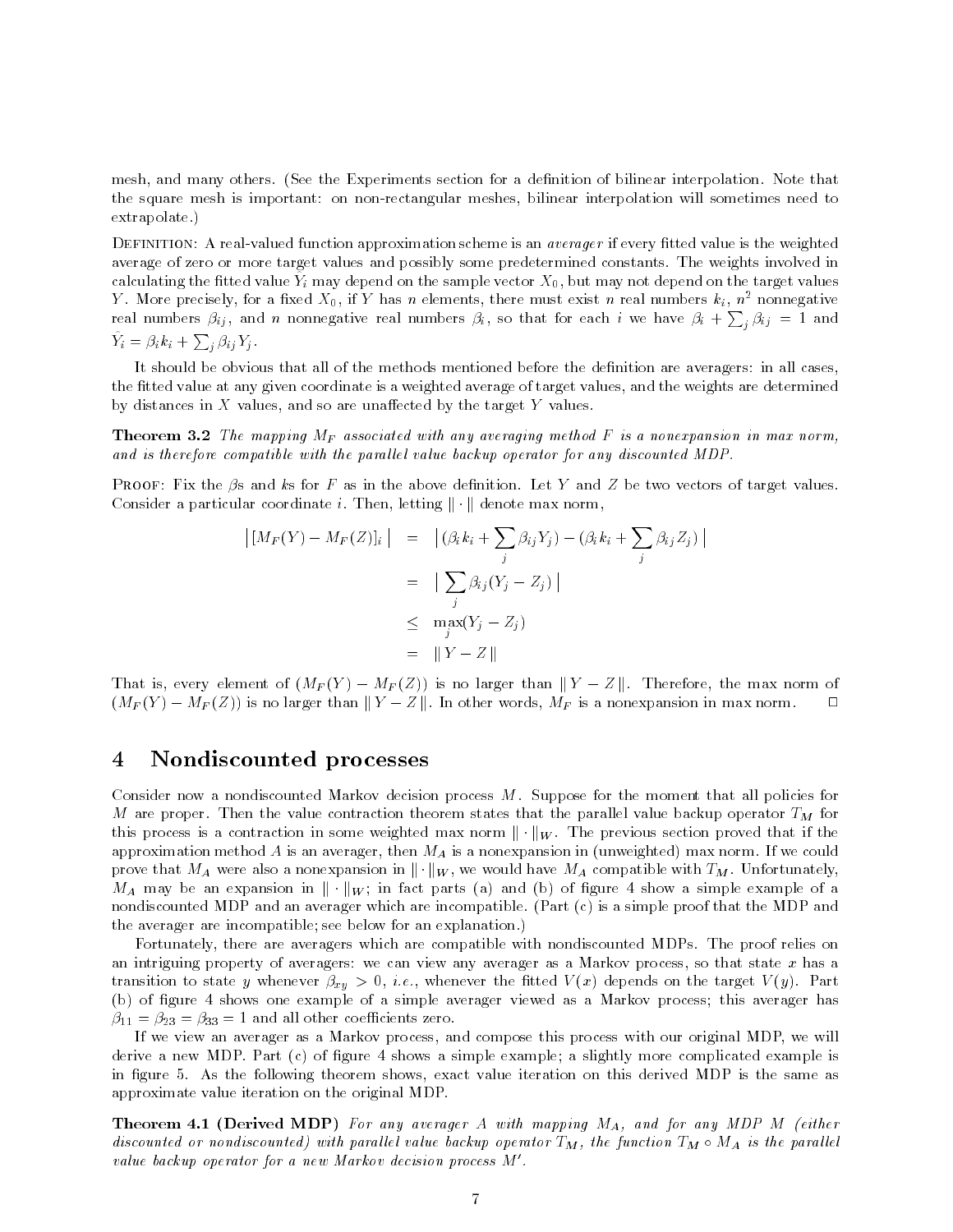mesh, and many others. (See the Experiments section for a definition of bilinear interpolation. Note that the square mesh is important: on non-rectangular meshes, bilinear interpolation will sometimes need to extrapolate.)

Definition: A real-valued function approximation scheme is an *averager* if every fitted value is the weighted average of zero or more target values and possibly some predetermined constants. The weights involved in calculating the fitted value $\hat{Y}_i$ may depend on the sample vector $X_0$, but may not depend on the target values $Y$. More precisely, for a fixed $X_0$, if $Y$ has $n$ elements, there must exist $n$ real numbers $k_i$, $n^2$ nonnegative real numbers $\beta_{ij}$, and $n$ nonnegative real numbers $\beta_i$, so that for each $i$ we have $\beta_i + \sum_j \beta_{ij} = 1$ and $\hat{Y}_i = \beta_i k_i + \sum_j \beta_{ij} Y_j$.

It should be obvious that all of the methods mentioned before the definition are averagers: in all cases, the fitted value at any given coordinate is a weighted average of target values, and the weights are determined by distances in $X$ values, and so are unaffected by the target $Y$ values.

**Theorem 3.2** *The mapping $M_F$ associated with any averaging method $F$ is a nonexpansion in max norm, and is therefore compatible with the parallel value backup operator for any discounted MDP.*

Proof: Fix the $\beta$s and $k$s for $F$ as in the above definition. Let $Y$ and $Z$ be two vectors of target values. Consider a particular coordinate $i$. Then, letting $\|\cdot\|$ denote max norm,

$$
\begin{aligned}
\left| [M_F(Y) - M_F(Z)]_i \right| &= \left| (\beta_i k_i + \sum_j \beta_{ij} Y_j) - (\beta_i k_i + \sum_j \beta_{ij} Z_j) \right| \\
&= \left| \sum_j \beta_{ij} (Y_j - Z_j) \right| \\
&\leq \max_j (Y_j - Z_j) \\
&= \| Y - Z \|
\end{aligned}
$$

That is, every element of $(M_F(Y) - M_F(Z))$ is no larger than $\| Y - Z \|$. Therefore, the max norm of $(M_F(Y) - M_F(Z))$ is no larger than $\| Y - Z \|$. In other words, $M_F$ is a nonexpansion in max norm. $\square$

# 4 Nondiscounted processes

Consider now a nondiscounted Markov decision process $M$. Suppose for the moment that all policies for $M$ are proper. Then the value contraction theorem states that the parallel value backup operator $T_M$ for this process is a contraction in some weighted max norm $\|\cdot\|_W$. The previous section proved that if the approximation method $A$ is an averager, then $M_A$ is a nonexpansion in (unweighted) max norm. If we could prove that $M_A$ were also a nonexpansion in $\|\cdot\|_W$, we would have $M_A$ compatible with $T_M$. Unfortunately, $M_A$ may be an expansion in $\|\cdot\|_W$; in fact parts (a) and (b) of figure 4 show a simple example of a nondiscounted MDP and an averager which are incompatible. (Part (c) is a simple proof that the MDP and the averager are incompatible; see below for an explanation.)

Fortunately, there are averagers which are compatible with nondiscounted MDPs. The proof relies on an intriguing property of averagers: we can view any averager as a Markov process, so that state $x$ has a transition to state $y$ whenever $\beta_{xy} > 0$, *i.e.*, whenever the fitted $V(x)$ depends on the target $V(y)$. Part (b) of figure 4 shows one example of a simple averager viewed as a Markov process; this averager has $\beta_{11} = \beta_{23} = \beta_{33} = 1$ and all other coefficients zero.

If we view an averager as a Markov process, and compose this process with our original MDP, we will derive a new MDP. Part (c) of figure 4 shows a simple example; a slightly more complicated example is in figure 5. As the following theorem shows, exact value iteration on this derived MDP is the same as approximate value iteration on the original MDP.

**Theorem 4.1 (Derived MDP)** *For any averager $A$ with mapping $M_A$, and for any MDP $M$ (either discounted or nondiscounted) with parallel value backup operator $T_M$, the function $T_M \circ M_A$ is the parallel value backup operator for a new Markov decision process $M'$.*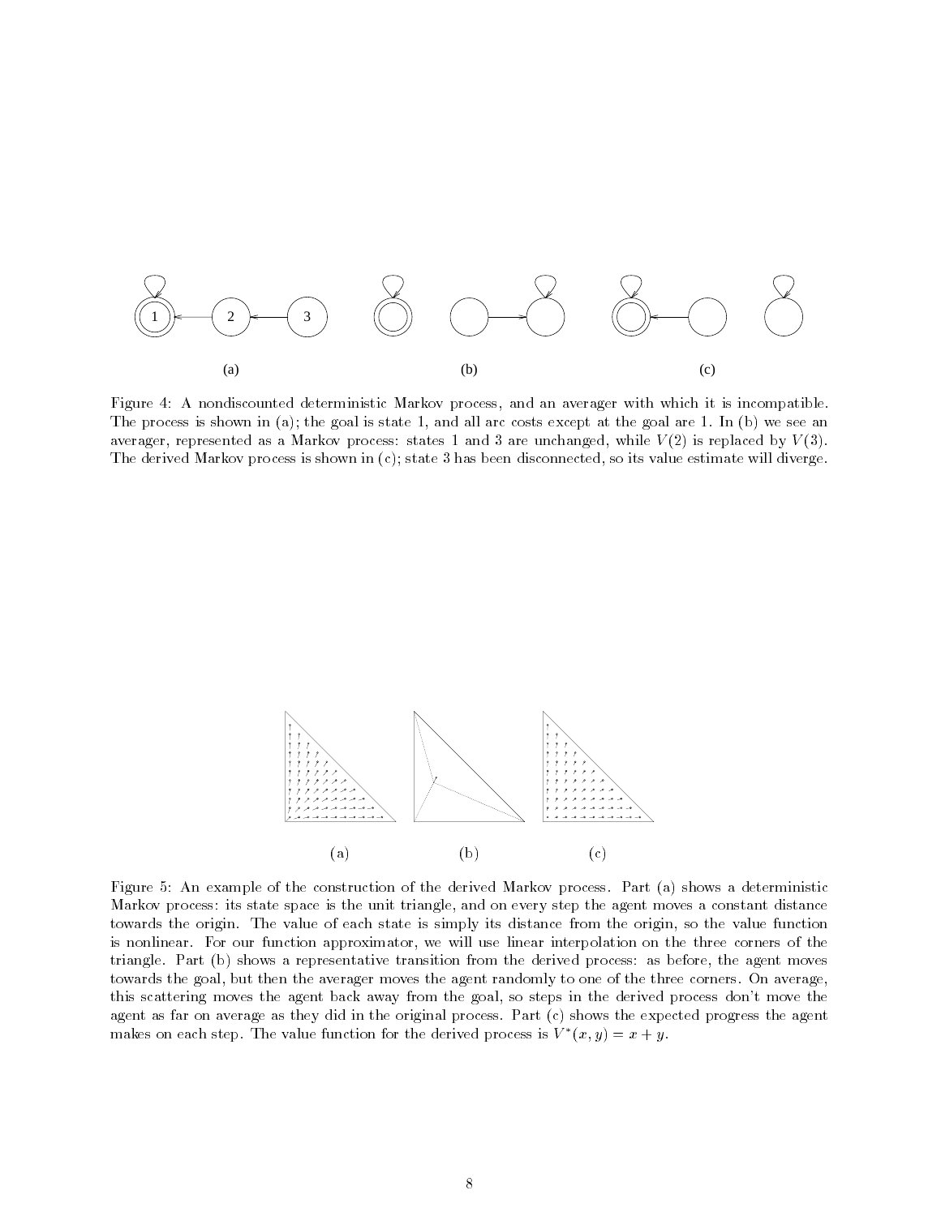Figure 4: A nondiscounted deterministic Markov process, and an averager with which it is incompatible. The process is shown in (a); the goal is state 1, and all arc costs except at the goal are 1. In (b) we see an averager, represented as a Markov process: states 1 and 3 are unchanged, while $V(2)$ is replaced by $V(3)$. The derived Markov process is shown in (c); state 3 has been disconnected, so its value estimate will diverge.

Figure 5: An example of the construction of the derived Markov process. Part (a) shows a deterministic Markov process: its state space is the unit triangle, and on every step the agent moves a constant distance towards the origin. The value of each state is simply its distance from the origin, so the value function is nonlinear. For our function approximator, we will use linear interpolation on the three corners of the triangle. Part (b) shows a representative transition from the derived process: as before, the agent moves towards the goal, but then the averager moves the agent randomly to one of the three corners. On average, this scattering moves the agent back away from the goal, so steps in the derived process don't move the agent as far on average as they did in the original process. Part (c) shows the expected progress the agent makes on each step. The value function for the derived process is $V^*(x, y) = x + y$.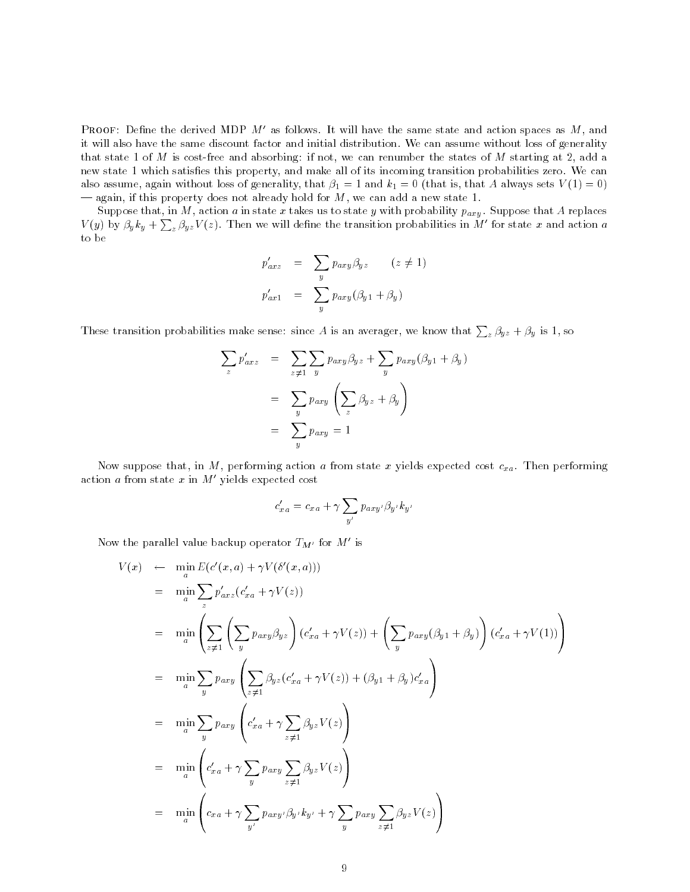PROOF: Define the derived MDP $M'$ as follows. It will have the same state and action spaces as $M$, and it will also have the same discount factor and initial distribution. We can assume without loss of generality that state 1 of $M$ is cost-free and absorbing: if not, we can renumber the states of $M$ starting at 2, add a new state 1 which satisfies this property, and make all of its incoming transition probabilities zero. We can also assume, again without loss of generality, that $\beta_1 = 1$ and $k_1 = 0$ (that is, that $A$ always sets $V(1) = 0$) — again, if this property does not already hold for $M$, we can add a new state 1.

Suppose that, in $M$, action $a$ in state $x$ takes us to state $y$ with probability $p_{axy}$. Suppose that $A$ replaces $V(y)$ by $\beta_y k_y + \sum_z \beta_{yz} V(z)$. Then we will define the transition probabilities in $M'$ for state $x$ and action $a$ to be

$$
\begin{aligned}
p'_{axz} &= \sum_y p_{axy}\beta_{yz} \qquad (z \neq 1) \\
p'_{ax1} &= \sum_y p_{axy}(\beta_{y1} + \beta_y)
\end{aligned}
$$

These transition probabilities make sense: since $A$ is an averager, we know that $\sum_z \beta_{yz} + \beta_y$ is 1, so

$$
\begin{aligned}
\sum_z p'_{axz} &= \sum_{z \neq 1} \sum_y p_{axy}\beta_{yz} + \sum_y p_{axy}(\beta_{y1} + \beta_y) \\
&= \sum_y p_{axy} \left( \sum_z \beta_{yz} + \beta_y \right) \\
&= \sum_y p_{axy} = 1
\end{aligned}
$$

Now suppose that, in $M$, performing action $a$ from state $x$ yields expected cost $c_{xa}$. Then performing action $a$ from state $x$ in $M'$ yields expected cost

$$
c'_{xa} = c_{xa} + \gamma \sum_{y'} p_{axy'}\beta_{y'}k_{y'}
$$

Now the parallel value backup operator $T_{M'}$ for $M'$ is

$$
\begin{aligned}
V(x) &\leftarrow \min_a E(c'(x,a) + \gamma V(\delta'(x,a))) \\
&= \min_a \sum_z p'_{axz}(c'_{xa} + \gamma V(z)) \\
&= \min_a \left( \sum_{z \neq 1} \left( \sum_y p_{axy}\beta_{yz} \right) (c'_{xa} + \gamma V(z)) + \left( \sum_y p_{axy}(\beta_{y1} + \beta_y) \right) (c'_{xa} + \gamma V(1)) \right) \\
&= \min_a \sum_y p_{axy} \left( \sum_{z \neq 1} \beta_{yz}(c'_{xa} + \gamma V(z)) + (\beta_{y1} + \beta_y) c'_{xa} \right) \\
&= \min_a \sum_y p_{axy} \left( c'_{xa} + \gamma \sum_{z \neq 1} \beta_{yz} V(z) \right) \\
&= \min_a \left( c'_{xa} + \gamma \sum_y p_{axy} \sum_{z \neq 1} \beta_{yz} V(z) \right) \\
&= \min_a \left( c_{xa} + \gamma \sum_{y'} p_{axy'}\beta_{y'}k_{y'} + \gamma \sum_y p_{axy} \sum_{z \neq 1} \beta_{yz} V(z) \right)
\end{aligned}
$$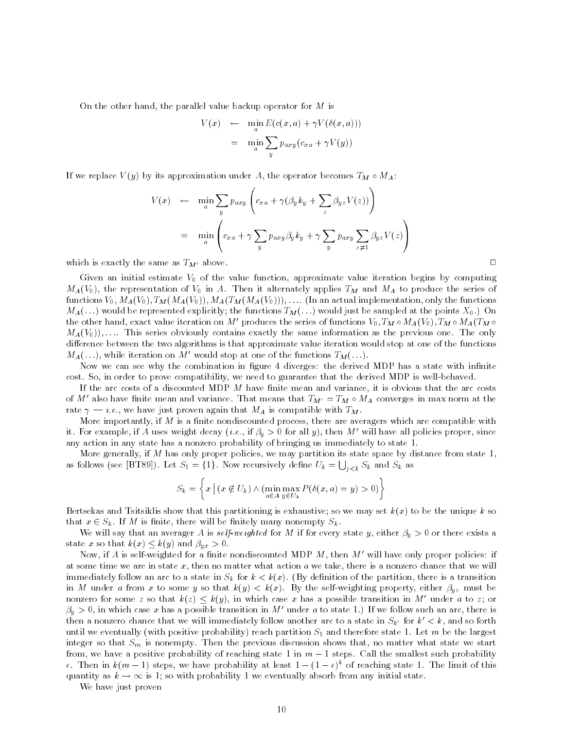On the other hand, the parallel value backup operator for $M$ is

$$
\begin{aligned}
V(x) &\leftarrow \min_a E(c(x,a) + \gamma V(\delta(x,a))) \\
&= \min_a \sum_y p_{axy}(c_{xa} + \gamma V(y))
\end{aligned}
$$

If we replace $V(y)$ by its approximation under $A$, the operator becomes $T_M \circ M_A$:

$$
\begin{aligned}
V(x) &\leftarrow \min_a \sum_y p_{axy}\left(c_{xa} + \gamma(\beta_y k_y + \sum_z \beta_{yz} V(z))\right) \\
&= \min_a \left(c_{xa} + \gamma \sum_y p_{axy}\beta_y k_y + \gamma \sum_y p_{axy} \sum_{z \neq 1} \beta_{yz} V(z)\right)
\end{aligned}
$$

which is exactly the same as $T_{M'}$ above. □

Given an initial estimate $V_0$ of the value function, approximate value iteration begins by computing $M_A(V_0)$, the representation of $V_0$ in $A$. Then it alternately applies $T_M$ and $M_A$ to produce the series of functions $V_0, M_A(V_0), T_M(M_A(V_0)), M_A(T_M(M_A(V_0))), \ldots$. (In an actual implementation, only the functions $M_A(\ldots)$ would be represented explicitly; the functions $T_M(\ldots)$ would just be sampled at the points $X_0$.) On the other hand, exact value iteration on $M'$ produces the series of functions $V_0, T_M \circ M_A(V_0), T_M \circ M_A(T_M \circ M_A(V_0)), \ldots$. This series obviously contains exactly the same information as the previous one. The only difference between the two algorithms is that approximate value iteration would stop at one of the functions $M_A(\ldots)$, while iteration on $M'$ would stop at one of the functions $T_M(\ldots)$.

Now we can see why the combination in figure 4 diverges: the derived MDP has a state with infinite cost. So, in order to prove compatibility, we need to guarantee that the derived MDP is well-behaved.

If the arc costs of a discounted MDP $M$ have finite mean and variance, it is obvious that the arc costs of $M'$ also have finite mean and variance. That means that $T_{M'} = T_M \circ M_A$ converges in max norm at the rate $\gamma$ — *i.e.*, we have just proven again that $M_A$ is compatible with $T_M$.

More importantly, if $M$ is a finite nondiscounted process, there are averagers which are compatible with it. For example, if $A$ uses weight decay (*i.e.*, if $\beta_y > 0$ for all $y$), then $M'$ will have all policies proper, since any action in any state has a nonzero probability of bringing us immediately to state 1.

More generally, if $M$ has only proper policies, we may partition its state space by distance from state 1, as follows (see [BT89]). Let $S_1 = \{1\}$. Now recursively define $U_k = \bigcup_{j<k} S_k$ and $S_k$ as

$$
S_k = \left\{ x \,\Big|\, (x \notin U_k) \wedge (\min_{a \in A} \max_{y \in U_k} P(\delta(x,a) = y) > 0) \right\}
$$

Bertsekas and Tsitsiklis show that this partitioning is exhaustive; so we may set $k(x)$ to be the unique $k$ so that $x \in S_k$. If $M$ is finite, there will be finitely many nonempty $S_k$.

We will say that an averager $A$ is *self-weighted* for $M$ if for every state $y$, either $\beta_y > 0$ or there exists a state $x$ so that $k(x) \leq k(y)$ and $\beta_{yx} > 0$.

Now, if $A$ is self-weighted for a finite nondiscounted MDP $M$, then $M'$ will have only proper policies: if at some time we are in state $x$, then no matter what action $a$ we take, there is a nonzero chance that we will immediately follow an arc to a state in $S_k$ for $k < k(x)$. (By definition of the partition, there is a transition in $M$ under $a$ from $x$ to some $y$ so that $k(y) < k(x)$. By the self-weighting property, either $\beta_{yz}$ must be nonzero for some $z$ so that $k(z) \leq k(y)$, in which case $x$ has a possible transition in $M'$ under $a$ to $z$; or $\beta_y > 0$, in which case $x$ has a possible transition in $M'$ under $a$ to state 1.) If we follow such an arc, there is then a nonzero chance that we will immediately follow another arc to a state in $S_{k'}$ for $k' < k$, and so forth until we eventually (with positive probability) reach partition $S_1$ and therefore state 1. Let $m$ be the largest integer so that $S_m$ is nonempty. Then the previous discussion shows that, no matter what state we start from, we have a positive probability of reaching state 1 in $m-1$ steps. Call the smallest such probability $\epsilon$. Then in $k(m-1)$ steps, we have probability at least $1-(1-\epsilon)^k$ of reaching state 1. The limit of this quantity as $k \to \infty$ is 1; so with probability 1 we eventually absorb from any initial state.

We have just proven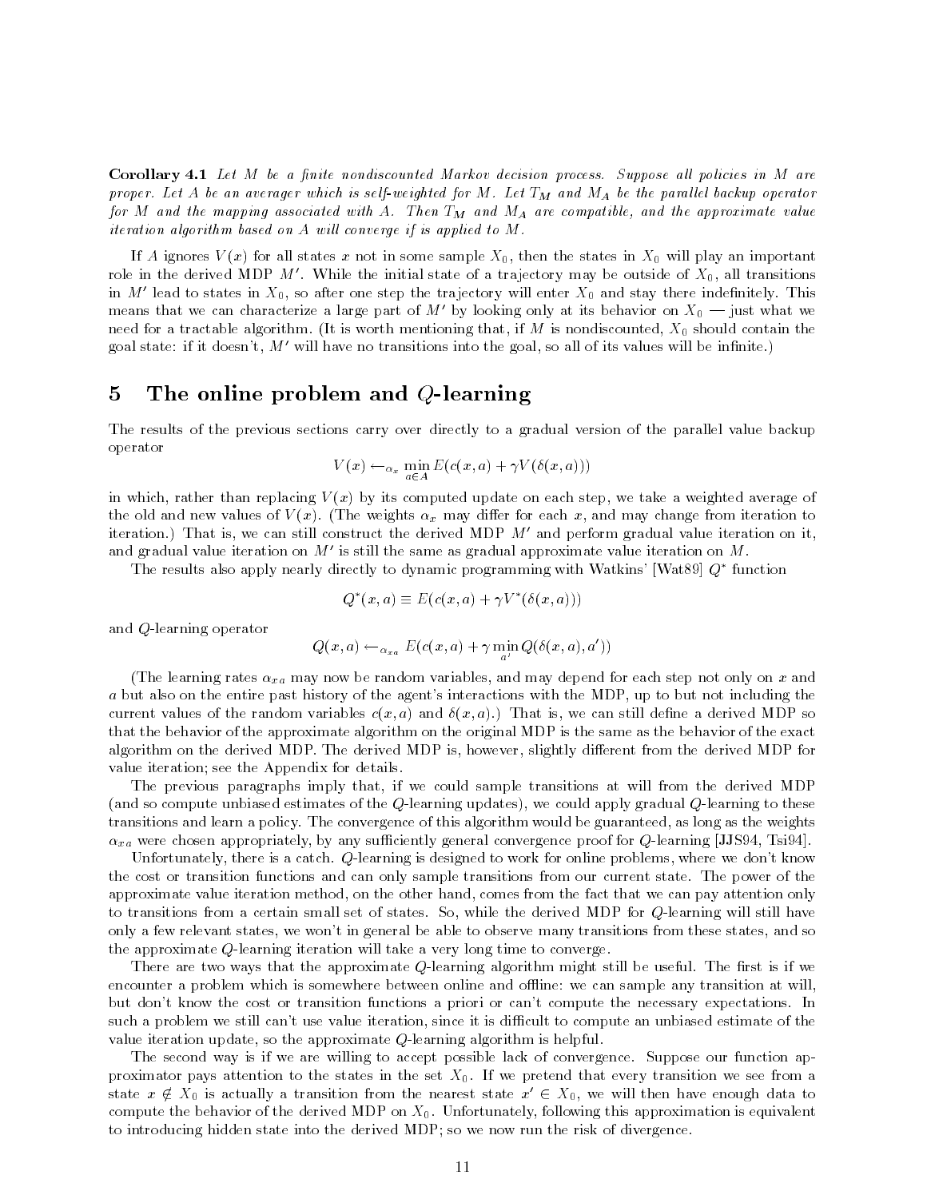**Corollary 4.1** *Let $M$ be a finite nondiscounted Markov decision process. Suppose all policies in $M$ are proper. Let $A$ be an averager which is self-weighted for $M$. Let $T_M$ and $M_A$ be the parallel backup operator for $M$ and the mapping associated with $A$. Then $T_M$ and $M_A$ are compatible, and the approximate value iteration algorithm based on $A$ will converge if is applied to $M$.*

If $A$ ignores $V(x)$ for all states $x$ not in some sample $X_0$, then the states in $X_0$ will play an important role in the derived MDP $M'$. While the initial state of a trajectory may be outside of $X_0$, all transitions in $M'$ lead to states in $X_0$, so after one step the trajectory will enter $X_0$ and stay there indefinitely. This means that we can characterize a large part of $M'$ by looking only at its behavior on $X_0$ — just what we need for a tractable algorithm. (It is worth mentioning that, if $M$ is nondiscounted, $X_0$ should contain the goal state: if it doesn't, $M'$ will have no transitions into the goal, so all of its values will be infinite.)

# 5 The online problem and $Q$-learning

The results of the previous sections carry over directly to a gradual version of the parallel value backup operator

$$V(x) \leftarrow_{\alpha_x} \min_{a \in A} E(c(x,a) + \gamma V(\delta(x,a)))$$

in which, rather than replacing $V(x)$ by its computed update on each step, we take a weighted average of the old and new values of $V(x)$. (The weights $\alpha_x$ may differ for each $x$, and may change from iteration to iteration.) That is, we can still construct the derived MDP $M'$ and perform gradual value iteration on it, and gradual value iteration on $M'$ is still the same as gradual approximate value iteration on $M$.

The results also apply nearly directly to dynamic programming with Watkins' [Wat89] $Q^*$ function

$$Q^*(x,a) \equiv E(c(x,a) + \gamma V^*(\delta(x,a)))$$

and $Q$-learning operator

$$Q(x,a) \leftarrow_{\alpha_{xa}} E(c(x,a) + \gamma \min_{a'} Q(\delta(x,a), a'))$$

(The learning rates $\alpha_{xa}$ may now be random variables, and may depend for each step not only on $x$ and $a$ but also on the entire past history of the agent's interactions with the MDP, up to but not including the current values of the random variables $c(x,a)$ and $\delta(x,a)$.) That is, we can still define a derived MDP so that the behavior of the approximate algorithm on the original MDP is the same as the behavior of the exact algorithm on the derived MDP. The derived MDP is, however, slightly different from the derived MDP for value iteration; see the Appendix for details.

The previous paragraphs imply that, if we could sample transitions at will from the derived MDP (and so compute unbiased estimates of the $Q$-learning updates), we could apply gradual $Q$-learning to these transitions and learn a policy. The convergence of this algorithm would be guaranteed, as long as the weights $\alpha_{xa}$ were chosen appropriately, by any sufficiently general convergence proof for $Q$-learning [JJS94, Tsi94].

Unfortunately, there is a catch. $Q$-learning is designed to work for online problems, where we don't know the cost or transition functions and can only sample transitions from our current state. The power of the approximate value iteration method, on the other hand, comes from the fact that we can pay attention only to transitions from a certain small set of states. So, while the derived MDP for $Q$-learning will still have only a few relevant states, we won't in general be able to observe many transitions from these states, and so the approximate $Q$-learning iteration will take a very long time to converge.

There are two ways that the approximate $Q$-learning algorithm might still be useful. The first is if we encounter a problem which is somewhere between online and offline: we can sample any transition at will, but don't know the cost or transition functions a priori or can't compute the necessary expectations. In such a problem we still can't use value iteration, since it is difficult to compute an unbiased estimate of the value iteration update, so the approximate $Q$-learning algorithm is helpful.

The second way is if we are willing to accept possible lack of convergence. Suppose our function approximator pays attention to the states in the set $X_0$. If we pretend that every transition we see from a state $x \notin X_0$ is actually a transition from the nearest state $x' \in X_0$, we will then have enough data to compute the behavior of the derived MDP on $X_0$. Unfortunately, following this approximation is equivalent to introducing hidden state into the derived MDP; so we now run the risk of divergence.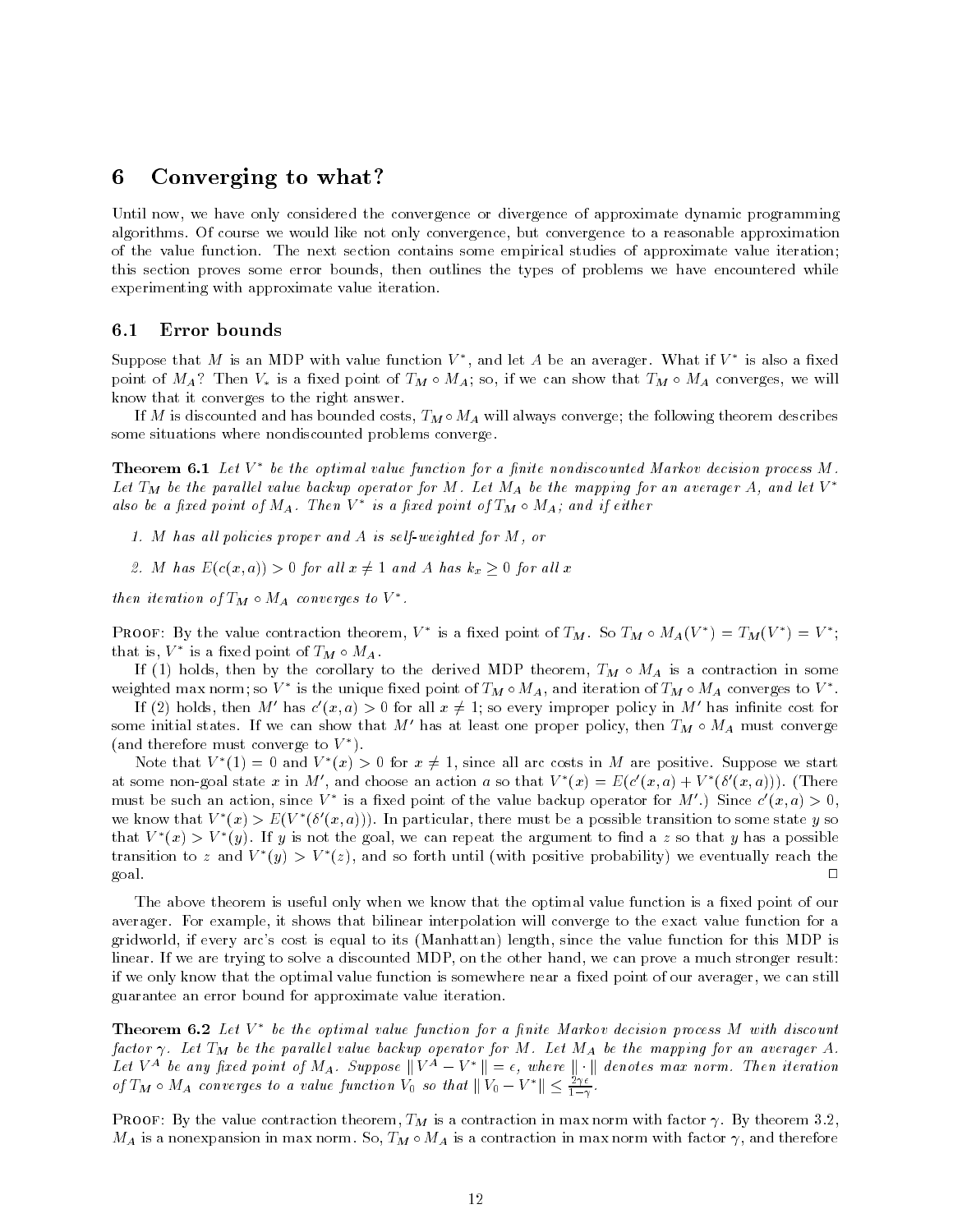# 6 Converging to what?

Until now, we have only considered the convergence or divergence of approximate dynamic programming algorithms. Of course we would like not only convergence, but convergence to a reasonable approximation of the value function. The next section contains some empirical studies of approximate value iteration; this section proves some error bounds, then outlines the types of problems we have encountered while experimenting with approximate value iteration.

## 6.1 Error bounds

Suppose that $M$ is an MDP with value function $V^*$, and let $A$ be an averager. What if $V^*$ is also a fixed point of $M_A$? Then $V_*$ is a fixed point of $T_M \circ M_A$; so, if we can show that $T_M \circ M_A$ converges, we will know that it converges to the right answer.

If $M$ is discounted and has bounded costs, $T_M \circ M_A$ will always converge; the following theorem describes some situations where nondiscounted problems converge.

**Theorem 6.1** *Let $V^*$ be the optimal value function for a finite nondiscounted Markov decision process $M$. Let $T_M$ be the parallel value backup operator for $M$. Let $M_A$ be the mapping for an averager $A$, and let $V^*$ also be a fixed point of $M_A$. Then $V^*$ is a fixed point of $T_M \circ M_A$; and if either*

1. *$M$ has all policies proper and $A$ is self-weighted for $M$, or*
2. *$M$ has $E(c(x, a)) > 0$ for all $x \neq 1$ and $A$ has $k_x \geq 0$ for all $x$*

*then iteration of $T_M \circ M_A$ converges to $V^*$.*

Proof: By the value contraction theorem, $V^*$ is a fixed point of $T_M$. So $T_M \circ M_A(V^*) = T_M(V^*) = V^*$; that is, $V^*$ is a fixed point of $T_M \circ M_A$.

If (1) holds, then by the corollary to the derived MDP theorem, $T_M \circ M_A$ is a contraction in some weighted max norm; so $V^*$ is the unique fixed point of $T_M \circ M_A$, and iteration of $T_M \circ M_A$ converges to $V^*$.

If (2) holds, then $M'$ has $c'(x, a) > 0$ for all $x \neq 1$; so every improper policy in $M'$ has infinite cost for some initial states. If we can show that $M'$ has at least one proper policy, then $T_M \circ M_A$ must converge (and therefore must converge to $V^*$).

Note that $V^*(1) = 0$ and $V^*(x) > 0$ for $x \neq 1$, since all arc costs in $M$ are positive. Suppose we start at some non-goal state $x$ in $M'$, and choose an action $a$ so that $V^*(x) = E(c'(x, a) + V^*(\delta'(x, a)))$. (There must be such an action, since $V^*$ is a fixed point of the value backup operator for $M'$.) Since $c'(x, a) > 0$, we know that $V^*(x) > E(V^*(\delta'(x, a)))$. In particular, there must be a possible transition to some state $y$ so that $V^*(x) > V^*(y)$. If $y$ is not the goal, we can repeat the argument to find a $z$ so that $y$ has a possible transition to $z$ and $V^*(y) > V^*(z)$, and so forth until (with positive probability) we eventually reach the goal. □

The above theorem is useful only when we know that the optimal value function is a fixed point of our averager. For example, it shows that bilinear interpolation will converge to the exact value function for a gridworld, if every arc's cost is equal to its (Manhattan) length, since the value function for this MDP is linear. If we are trying to solve a discounted MDP, on the other hand, we can prove a much stronger result: if we only know that the optimal value function is somewhere near a fixed point of our averager, we can still guarantee an error bound for approximate value iteration.

**Theorem 6.2** *Let $V^*$ be the optimal value function for a finite Markov decision process $M$ with discount factor $\gamma$. Let $T_M$ be the parallel value backup operator for $M$. Let $M_A$ be the mapping for an averager $A$. Let $V^A$ be any fixed point of $M_A$. Suppose $\| V^A - V^* \| = \epsilon$, where $\| \cdot \|$ denotes max norm. Then iteration of $T_M \circ M_A$ converges to a value function $V_0$ so that $\| V_0 - V^* \| \leq \frac{2\gamma\epsilon}{1-\gamma}$.*

Proof: By the value contraction theorem, $T_M$ is a contraction in max norm with factor $\gamma$. By theorem 3.2, $M_A$ is a nonexpansion in max norm. So, $T_M \circ M_A$ is a contraction in max norm with factor $\gamma$, and therefore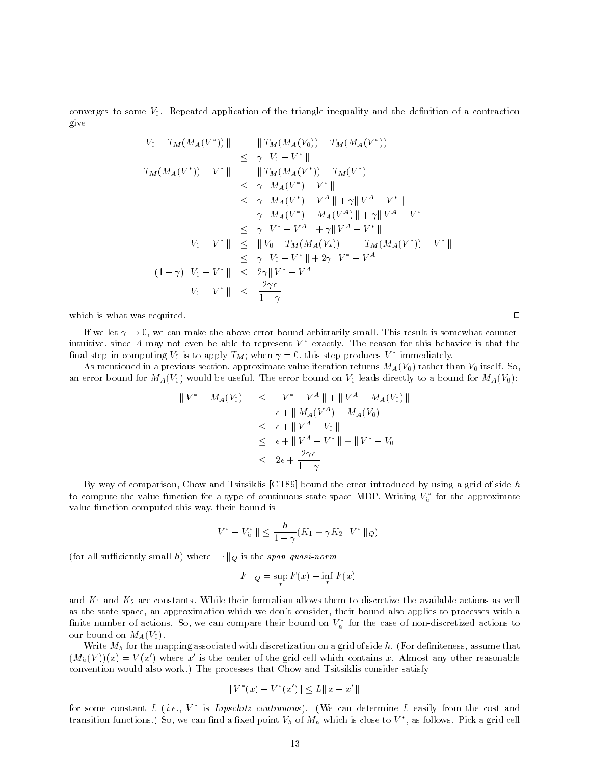converges to some $V_0$. Repeated application of the triangle inequality and the definition of a contraction give

$$
\begin{aligned}
\| V_0 - T_M(M_A(V^*)) \| &= \| T_M(M_A(V_0)) - T_M(M_A(V^*)) \| \\
&\leq \gamma \| V_0 - V^* \| \\
\| T_M(M_A(V^*)) - V^* \| &= \| T_M(M_A(V^*)) - T_M(V^*) \| \\
&\leq \gamma \| M_A(V^*) - V^* \| \\
&\leq \gamma \| M_A(V^*) - V^A \| + \gamma \| V^A - V^* \| \\
&= \gamma \| M_A(V^*) - M_A(V^A) \| + \gamma \| V^A - V^* \| \\
&\leq \gamma \| V^* - V^A \| + \gamma \| V^A - V^* \| \\
\| V_0 - V^* \| &\leq \| V_0 - T_M(M_A(V_*)) \| + \| T_M(M_A(V^*)) - V^* \| \\
&\leq \gamma \| V_0 - V^* \| + 2\gamma \| V^* - V^A \| \\
(1-\gamma) \| V_0 - V^* \| &\leq 2\gamma \| V^* - V^A \| \\
\| V_0 - V^* \| &\leq \frac{2\gamma\epsilon}{1-\gamma}
\end{aligned}
$$

which is what was required. □

If we let $\gamma \to 0$, we can make the above error bound arbitrarily small. This result is somewhat counterintuitive, since $A$ may not even be able to represent $V^*$ exactly. The reason for this behavior is that the final step in computing $V_0$ is to apply $T_M$; when $\gamma = 0$, this step produces $V^*$ immediately.

As mentioned in a previous section, approximate value iteration returns $M_A(V_0)$ rather than $V_0$ itself. So, an error bound for $M_A(V_0)$ would be useful. The error bound on $V_0$ leads directly to a bound for $M_A(V_0)$:

$$
\begin{aligned}
\| V^* - M_A(V_0) \| &\leq \| V^* - V^A \| + \| V^A - M_A(V_0) \| \\
&= \epsilon + \| M_A(V^A) - M_A(V_0) \| \\
&\leq \epsilon + \| V^A - V_0 \| \\
&\leq \epsilon + \| V^A - V^* \| + \| V^* - V_0 \| \\
&\leq 2\epsilon + \frac{2\gamma\epsilon}{1-\gamma}
\end{aligned}
$$

By way of comparison, Chow and Tsitsiklis [CT89] bound the error introduced by using a grid of side $h$ to compute the value function for a type of continuous-state-space MDP. Writing $V_h^*$ for the approximate value function computed this way, their bound is

$$
\| V^* - V_h^* \| \leq \frac{h}{1-\gamma}(K_1 + \gamma K_2 \| V^* \|_Q)
$$

(for all sufficiently small $h$) where $\| \cdot \|_Q$ is the *span quasi-norm*

$$
\| F \|_Q = \sup_x F(x) - \inf_x F(x)
$$

and $K_1$ and $K_2$ are constants. While their formalism allows them to discretize the available actions as well as the state space, an approximation which we don't consider, their bound also applies to processes with a finite number of actions. So, we can compare their bound on $V_h^*$ for the case of non-discretized actions to our bound on $M_A(V_0)$.

Write $M_h$ for the mapping associated with discretization on a grid of side $h$. (For definiteness, assume that $(M_h(V))(x) = V(x')$ where $x'$ is the center of the grid cell which contains $x$. Almost any other reasonable convention would also work.) The processes that Chow and Tsitsiklis consider satisfy

$$
| V^*(x) - V^*(x') | \leq L \| x - x' \|
$$

for some constant $L$ (*i.e.*, $V^*$ is *Lipschitz continuous*). (We can determine $L$ easily from the cost and transition functions.) So, we can find a fixed point $V_h$ of $M_h$ which is close to $V^*$, as follows. Pick a grid cell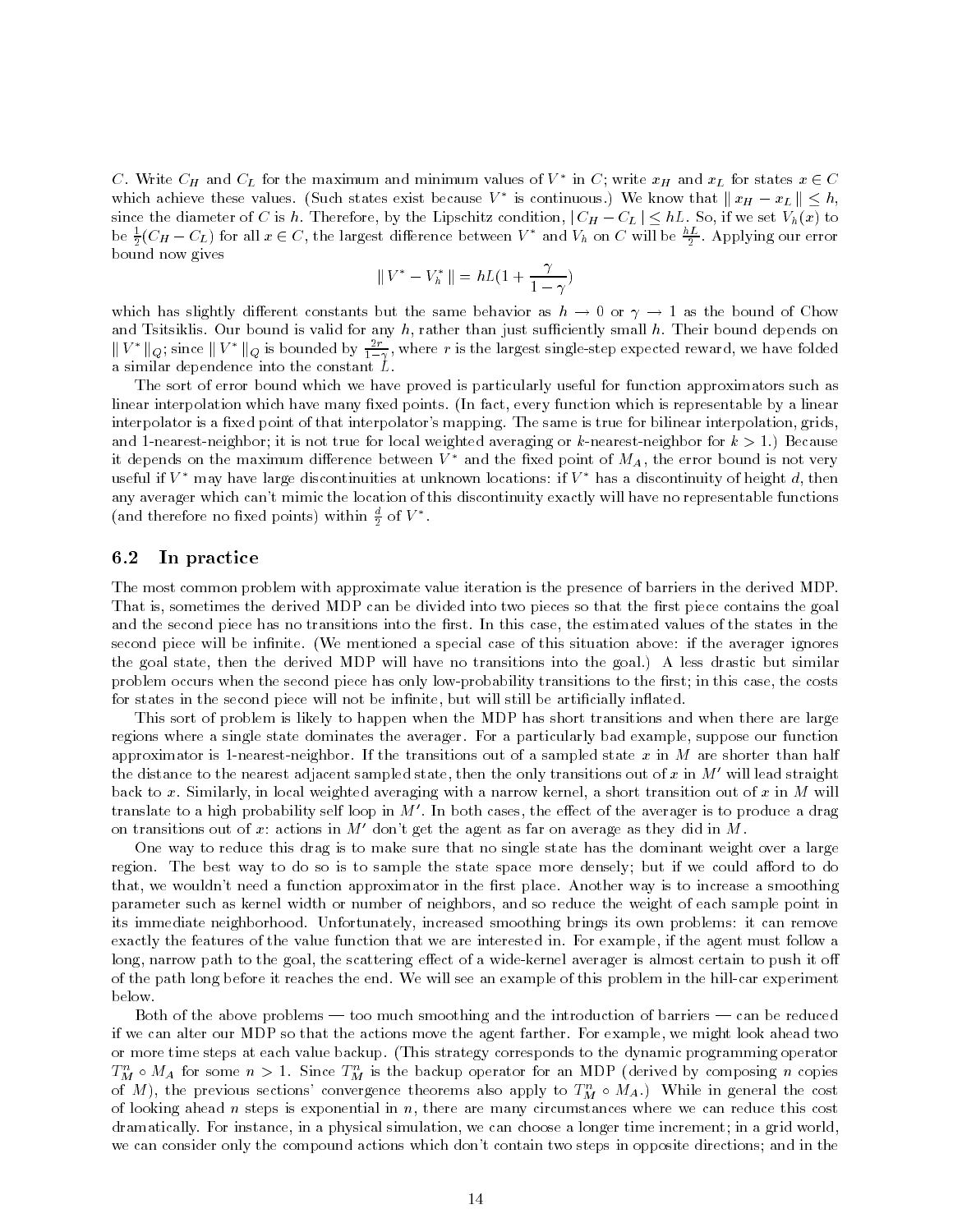$C$. Write $C_H$ and $C_L$ for the maximum and minimum values of $V^*$ in $C$; write $x_H$ and $x_L$ for states $x \in C$ which achieve these values. (Such states exist because $V^*$ is continuous.) We know that $\| x_H - x_L \| \leq h$, since the diameter of $C$ is $h$. Therefore, by the Lipschitz condition, $| C_H - C_L | \leq hL$. So, if we set $V_h(x)$ to be $\frac{1}{2}(C_H - C_L)$ for all $x \in C$, the largest difference between $V^*$ and $V_h$ on $C$ will be $\frac{hL}{2}$. Applying our error bound now gives

$$\| V^* - V_h^* \| = hL(1 + \frac{\gamma}{1-\gamma})$$

which has slightly different constants but the same behavior as $h \to 0$ or $\gamma \to 1$ as the bound of Chow and Tsitsiklis. Our bound is valid for any $h$, rather than just sufficiently small $h$. Their bound depends on $\| V^* \|_Q$; since $\| V^* \|_Q$ is bounded by $\frac{2r}{1-\gamma}$, where $r$ is the largest single-step expected reward, we have folded a similar dependence into the constant $L$.

The sort of error bound which we have proved is particularly useful for function approximators such as linear interpolation which have many fixed points. (In fact, every function which is representable by a linear interpolator is a fixed point of that interpolator's mapping. The same is true for bilinear interpolation, grids, and 1-nearest-neighbor; it is not true for local weighted averaging or $k$-nearest-neighbor for $k > 1$.) Because it depends on the maximum difference between $V^*$ and the fixed point of $M_A$, the error bound is not very useful if $V^*$ may have large discontinuities at unknown locations: if $V^*$ has a discontinuity of height $d$, then any averager which can't mimic the location of this discontinuity exactly will have no representable functions (and therefore no fixed points) within $\frac{d}{2}$ of $V^*$.

## 6.2 In practice

The most common problem with approximate value iteration is the presence of barriers in the derived MDP. That is, sometimes the derived MDP can be divided into two pieces so that the first piece contains the goal and the second piece has no transitions into the first. In this case, the estimated values of the states in the second piece will be infinite. (We mentioned a special case of this situation above: if the averager ignores the goal state, then the derived MDP will have no transitions into the goal.) A less drastic but similar problem occurs when the second piece has only low-probability transitions to the first; in this case, the costs for states in the second piece will not be infinite, but will still be artificially inflated.

This sort of problem is likely to happen when the MDP has short transitions and when there are large regions where a single state dominates the averager. For a particularly bad example, suppose our function approximator is 1-nearest-neighbor. If the transitions out of a sampled state $x$ in $M$ are shorter than half the distance to the nearest adjacent sampled state, then the only transitions out of $x$ in $M'$ will lead straight back to $x$. Similarly, in local weighted averaging with a narrow kernel, a short transition out of $x$ in $M$ will translate to a high probability self loop in $M'$. In both cases, the effect of the averager is to produce a drag on transitions out of $x$: actions in $M'$ don't get the agent as far on average as they did in $M$.

One way to reduce this drag is to make sure that no single state has the dominant weight over a large region. The best way to do so is to sample the state space more densely; but if we could afford to do that, we wouldn't need a function approximator in the first place. Another way is to increase a smoothing parameter such as kernel width or number of neighbors, and so reduce the weight of each sample point in its immediate neighborhood. Unfortunately, increased smoothing brings its own problems: it can remove exactly the features of the value function that we are interested in. For example, if the agent must follow a long, narrow path to the goal, the scattering effect of a wide-kernel averager is almost certain to push it off of the path long before it reaches the end. We will see an example of this problem in the hill-car experiment below.

Both of the above problems — too much smoothing and the introduction of barriers — can be reduced if we can alter our MDP so that the actions move the agent farther. For example, we might look ahead two or more time steps at each value backup. (This strategy corresponds to the dynamic programming operator $T_M^n \circ M_A$ for some $n > 1$. Since $T_M^n$ is the backup operator for an MDP (derived by composing $n$ copies of $M$), the previous sections' convergence theorems also apply to $T_M^n \circ M_A$.) While in general the cost of looking ahead $n$ steps is exponential in $n$, there are many circumstances where we can reduce this cost dramatically. For instance, in a physical simulation, we can choose a longer time increment; in a grid world, we can consider only the compound actions which don't contain two steps in opposite directions; and in the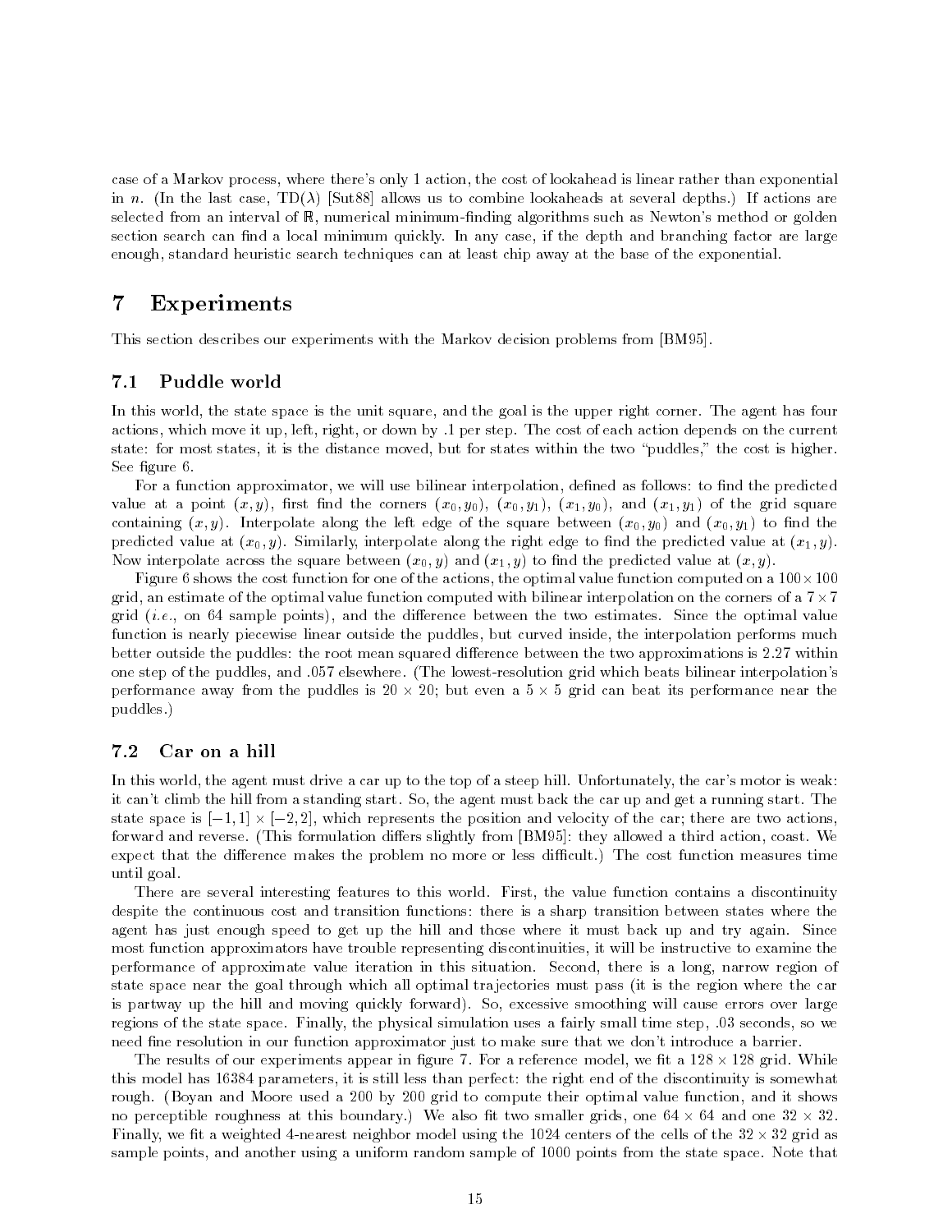case of a Markov process, where there's only 1 action, the cost of lookahead is linear rather than exponential in $n$. (In the last case, TD($\lambda$) [Sut88] allows us to combine lookaheads at several depths.) If actions are selected from an interval of $\mathbb{R}$, numerical minimum-finding algorithms such as Newton's method or golden section search can find a local minimum quickly. In any case, if the depth and branching factor are large enough, standard heuristic search techniques can at least chip away at the base of the exponential.

# 7 Experiments

This section describes our experiments with the Markov decision problems from [BM95].

## 7.1 Puddle world

In this world, the state space is the unit square, and the goal is the upper right corner. The agent has four actions, which move it up, left, right, or down by .1 per step. The cost of each action depends on the current state: for most states, it is the distance moved, but for states within the two "puddles," the cost is higher. See figure 6.

For a function approximator, we will use bilinear interpolation, defined as follows: to find the predicted value at a point $(x, y)$, first find the corners $(x_0, y_0)$, $(x_0, y_1)$, $(x_1, y_0)$, and $(x_1, y_1)$ of the grid square containing $(x, y)$. Interpolate along the left edge of the square between $(x_0, y_0)$ and $(x_0, y_1)$ to find the predicted value at $(x_0, y)$. Similarly, interpolate along the right edge to find the predicted value at $(x_1, y)$. Now interpolate across the square between $(x_0, y)$ and $(x_1, y)$ to find the predicted value at $(x, y)$.

Figure 6 shows the cost function for one of the actions, the optimal value function computed on a $100 \times 100$ grid, an estimate of the optimal value function computed with bilinear interpolation on the corners of a $7 \times 7$ grid (*i.e.*, on 64 sample points), and the difference between the two estimates. Since the optimal value function is nearly piecewise linear outside the puddles, but curved inside, the interpolation performs much better outside the puddles: the root mean squared difference between the two approximations is 2.27 within one step of the puddles, and .057 elsewhere. (The lowest-resolution grid which beats bilinear interpolation's performance away from the puddles is $20 \times 20$; but even a $5 \times 5$ grid can beat its performance near the puddles.)

## 7.2 Car on a hill

In this world, the agent must drive a car up to the top of a steep hill. Unfortunately, the car's motor is weak: it can't climb the hill from a standing start. So, the agent must back the car up and get a running start. The state space is $[-1, 1] \times [-2, 2]$, which represents the position and velocity of the car; there are two actions, forward and reverse. (This formulation differs slightly from [BM95]: they allowed a third action, coast. We expect that the difference makes the problem no more or less difficult.) The cost function measures time until goal.

There are several interesting features to this world. First, the value function contains a discontinuity despite the continuous cost and transition functions: there is a sharp transition between states where the agent has just enough speed to get up the hill and those where it must back up and try again. Since most function approximators have trouble representing discontinuities, it will be instructive to examine the performance of approximate value iteration in this situation. Second, there is a long, narrow region of state space near the goal through which all optimal trajectories must pass (it is the region where the car is partway up the hill and moving quickly forward). So, excessive smoothing will cause errors over large regions of the state space. Finally, the physical simulation uses a fairly small time step, .03 seconds, so we need fine resolution in our function approximator just to make sure that we don't introduce a barrier.

The results of our experiments appear in figure 7. For a reference model, we fit a $128 \times 128$ grid. While this model has 16384 parameters, it is still less than perfect: the right end of the discontinuity is somewhat rough. (Boyan and Moore used a 200 by 200 grid to compute their optimal value function, and it shows no perceptible roughness at this boundary.) We also fit two smaller grids, one $64 \times 64$ and one $32 \times 32$. Finally, we fit a weighted 4-nearest neighbor model using the 1024 centers of the cells of the $32 \times 32$ grid as sample points, and another using a uniform random sample of 1000 points from the state space. Note that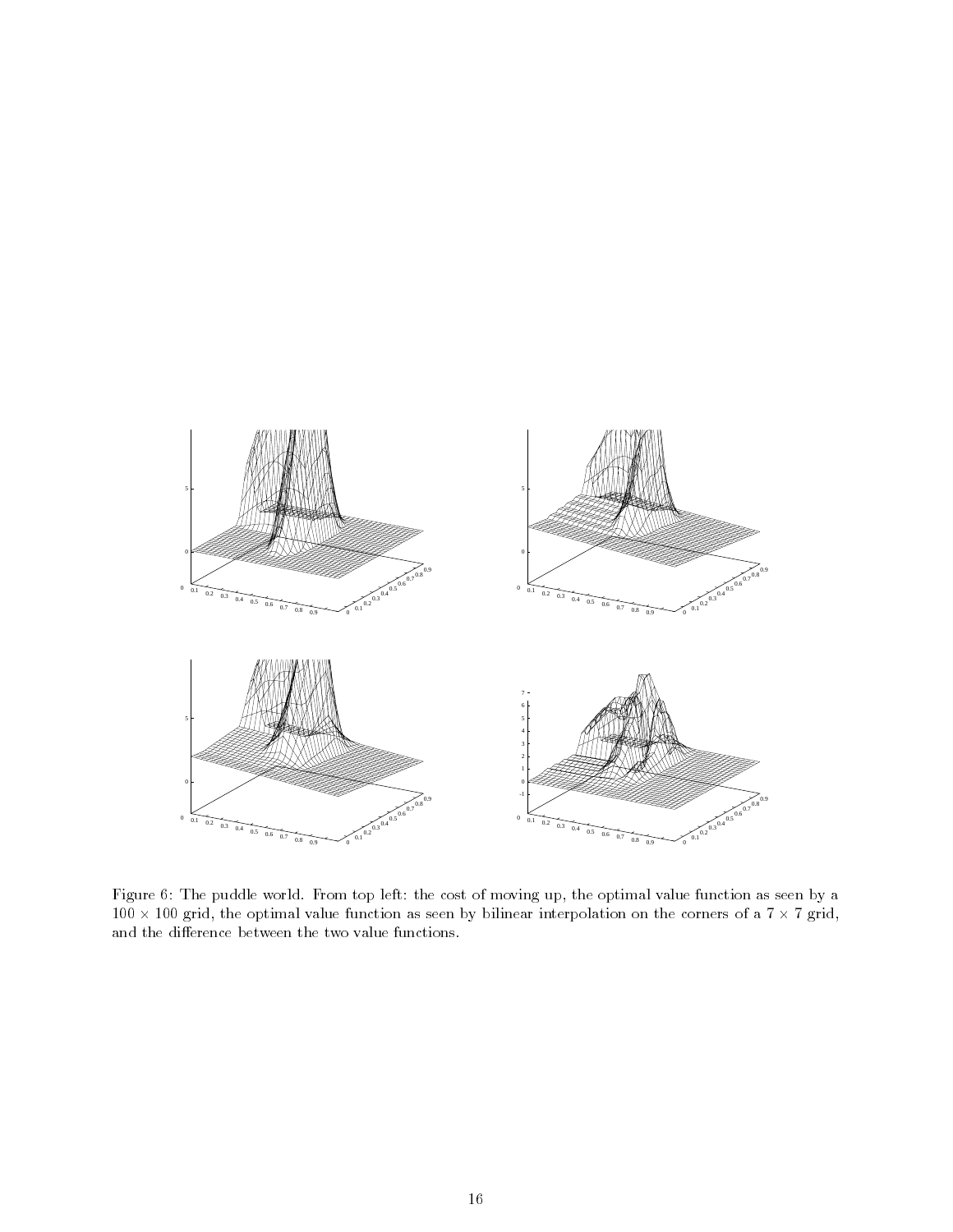Figure 6: The puddle world. From top left: the cost of moving up, the optimal value function as seen by a $100 \times 100$ grid, the optimal value function as seen by bilinear interpolation on the corners of a $7 \times 7$ grid, and the difference between the two value functions.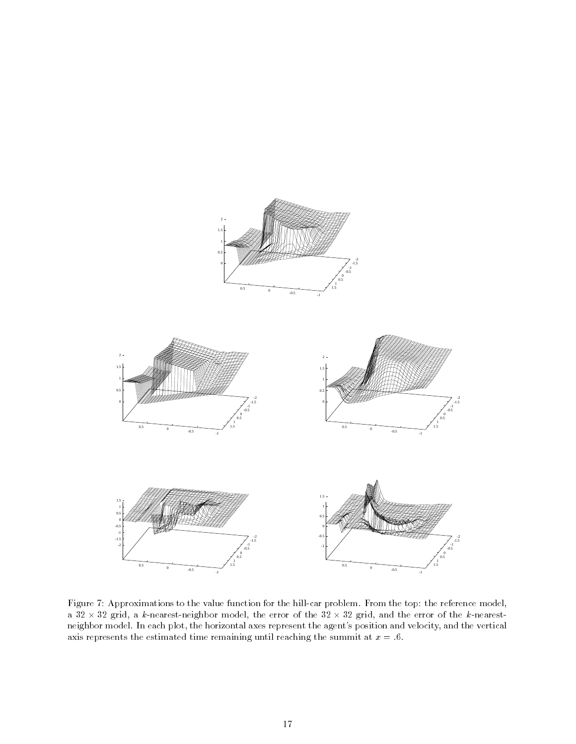Figure 7: Approximations to the value function for the hill-car problem. From the top: the reference model, a $32 \times 32$ grid, a $k$-nearest-neighbor model, the error of the $32 \times 32$ grid, and the error of the $k$-nearest-neighbor model. In each plot, the horizontal axes represent the agent's position and velocity, and the vertical axis represents the estimated time remaining until reaching the summit at $x = .6$.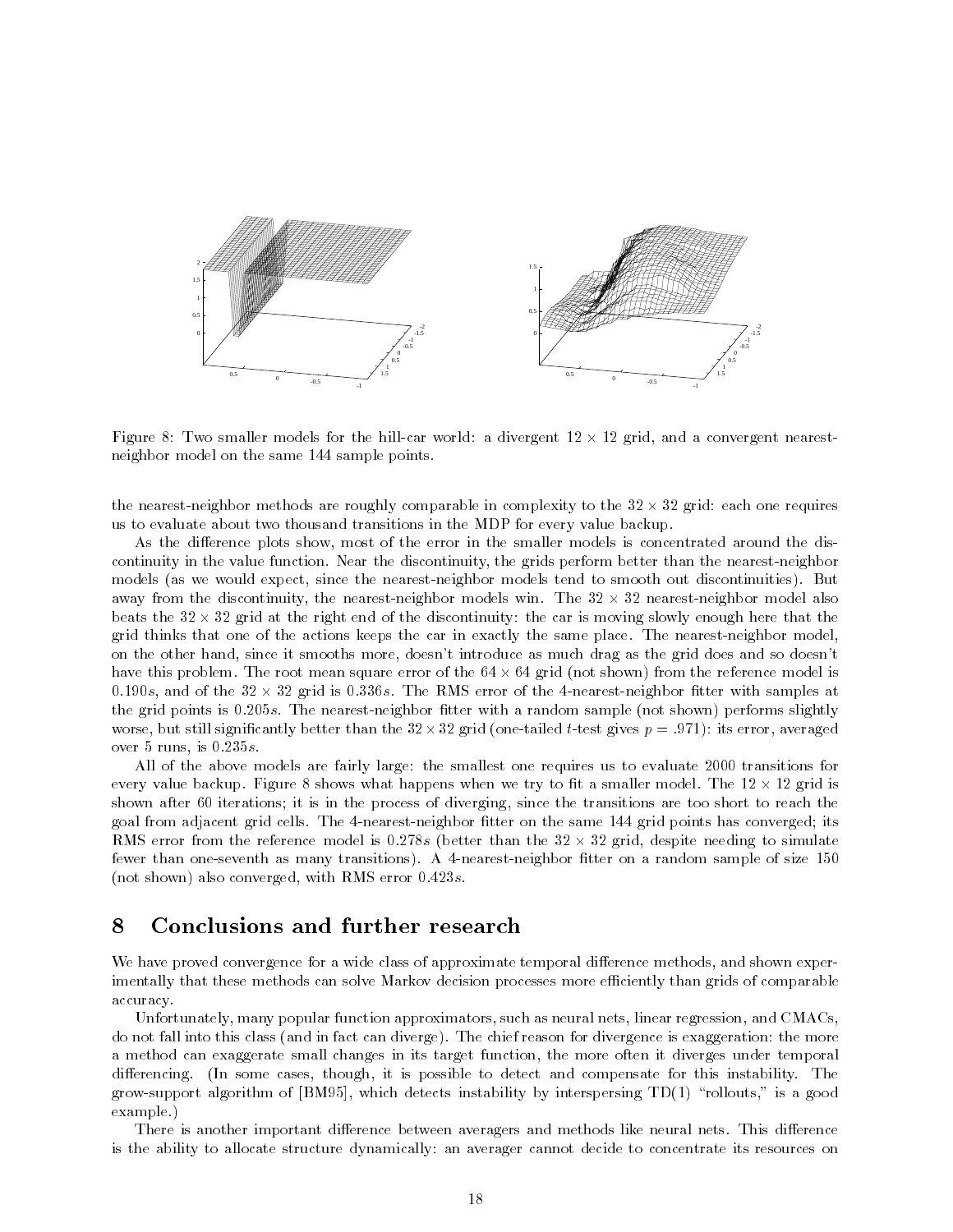Figure 8: Two smaller models for the hill-car world: a divergent $12 \times 12$ grid, and a convergent nearest-neighbor model on the same 144 sample points.

the nearest-neighbor methods are roughly comparable in complexity to the $32 \times 32$ grid: each one requires us to evaluate about two thousand transitions in the MDP for every value backup.

As the difference plots show, most of the error in the smaller models is concentrated around the discontinuity in the value function. Near the discontinuity, the grids perform better than the nearest-neighbor models (as we would expect, since the nearest-neighbor models tend to smooth out discontinuities). But away from the discontinuity, the nearest-neighbor models win. The $32 \times 32$ nearest-neighbor model also beats the $32 \times 32$ grid at the right end of the discontinuity: the car is moving slowly enough here that the grid thinks that one of the actions keeps the car in exactly the same place. The nearest-neighbor model, on the other hand, since it smooths more, doesn't introduce as much drag as the grid does and so doesn't have this problem. The root mean square error of the $64 \times 64$ grid (not shown) from the reference model is $0.190s$, and of the $32 \times 32$ grid is $0.336s$. The RMS error of the 4-nearest-neighbor fitter with samples at the grid points is $0.205s$. The nearest-neighbor fitter with a random sample (not shown) performs slightly worse, but still significantly better than the $32 \times 32$ grid (one-tailed $t$-test gives $p = .971$): its error, averaged over 5 runs, is $0.235s$.

All of the above models are fairly large: the smallest one requires us to evaluate 2000 transitions for every value backup. Figure 8 shows what happens when we try to fit a smaller model. The $12 \times 12$ grid is shown after 60 iterations; it is in the process of diverging, since the transitions are too short to reach the goal from adjacent grid cells. The 4-nearest-neighbor fitter on the same 144 grid points has converged; its RMS error from the reference model is $0.278s$ (better than the $32 \times 32$ grid, despite needing to simulate fewer than one-seventh as many transitions). A 4-nearest-neighbor fitter on a random sample of size 150 (not shown) also converged, with RMS error $0.423s$.

# 8 Conclusions and further research

We have proved convergence for a wide class of approximate temporal difference methods, and shown experimentally that these methods can solve Markov decision processes more efficiently than grids of comparable accuracy.

Unfortunately, many popular function approximators, such as neural nets, linear regression, and CMACs, do not fall into this class (and in fact can diverge). The chief reason for divergence is exaggeration: the more a method can exaggerate small changes in its target function, the more often it diverges under temporal differencing. (In some cases, though, it is possible to detect and compensate for this instability. The grow-support algorithm of [BM95], which detects instability by interspersing TD(1) "rollouts," is a good example.)

There is another important difference between averagers and methods like neural nets. This difference is the ability to allocate structure dynamically: an averager cannot decide to concentrate its resources on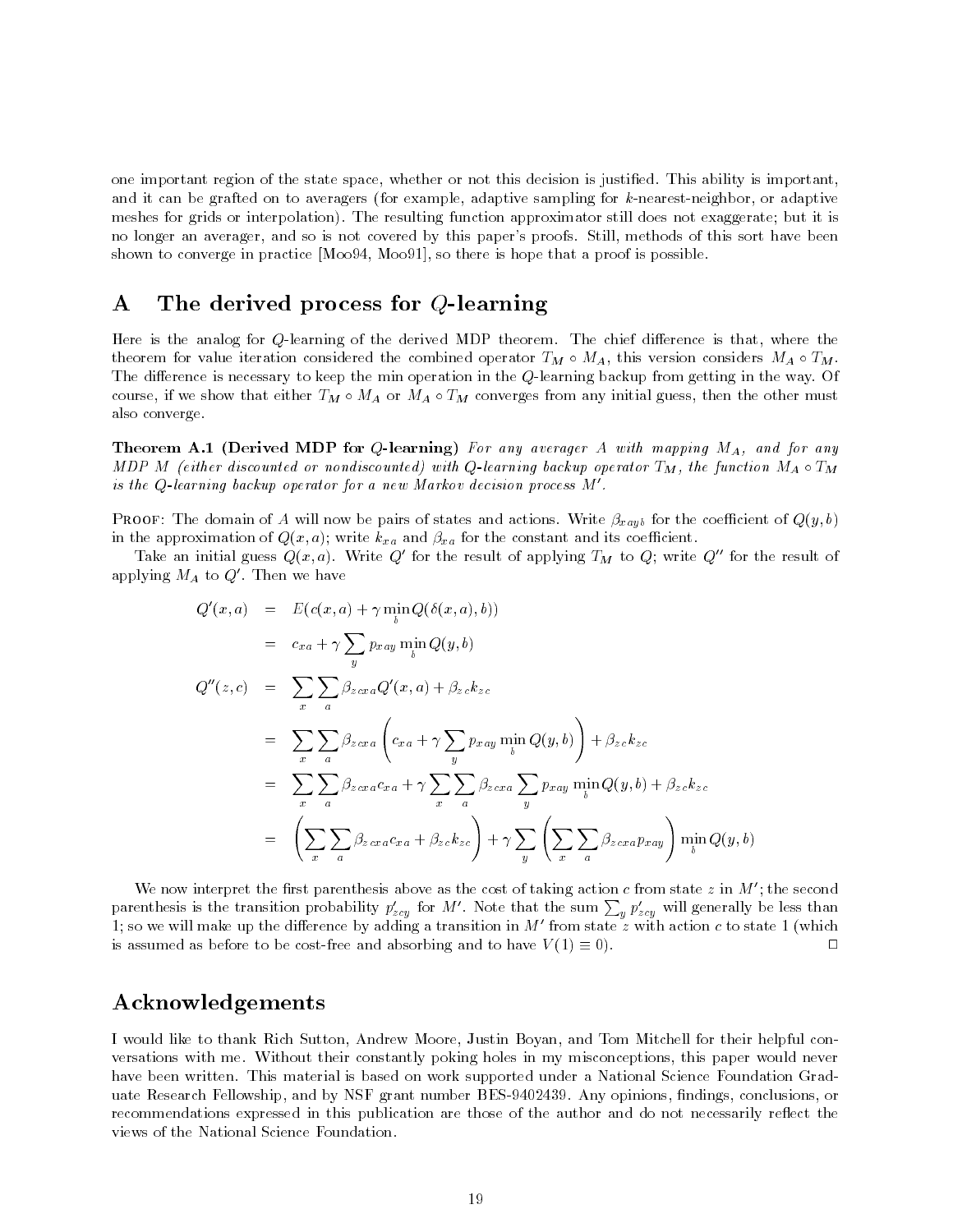one important region of the state space, whether or not this decision is justified. This ability is important, and it can be grafted on to averagers (for example, adaptive sampling for $k$-nearest-neighbor, or adaptive meshes for grids or interpolation). The resulting function approximator still does not exaggerate; but it is no longer an averager, and so is not covered by this paper's proofs. Still, methods of this sort have been shown to converge in practice [Moo94, Moo91], so there is hope that a proof is possible.

# A The derived process for $Q$-learning

Here is the analog for $Q$-learning of the derived MDP theorem. The chief difference is that, where the theorem for value iteration considered the combined operator $T_M \circ M_A$, this version considers $M_A \circ T_M$. The difference is necessary to keep the min operation in the $Q$-learning backup from getting in the way. Of course, if we show that either $T_M \circ M_A$ or $M_A \circ T_M$ converges from any initial guess, then the other must also converge.

**Theorem A.1 (Derived MDP for $Q$-learning)** *For any averager $A$ with mapping $M_A$, and for any MDP $M$ (either discounted or nondiscounted) with $Q$-learning backup operator $T_M$, the function $M_A \circ T_M$ is the $Q$-learning backup operator for a new Markov decision process $M'$.*

Proof: The domain of $A$ will now be pairs of states and actions. Write $\beta_{xayb}$ for the coefficient of $Q(y,b)$ in the approximation of $Q(x,a)$; write $k_{xa}$ and $\beta_{xa}$ for the constant and its coefficient.

Take an initial guess $Q(x,a)$. Write $Q'$ for the result of applying $T_M$ to $Q$; write $Q''$ for the result of applying $M_A$ to $Q'$. Then we have

$$
\begin{aligned}
Q'(x,a) &= E(c(x,a) + \gamma \min_b Q(\delta(x,a),b)) \\
&= c_{xa} + \gamma \sum_y p_{xay} \min_b Q(y,b) \\
Q''(z,c) &= \sum_x \sum_a \beta_{zcxa} Q'(x,a) + \beta_{zc} k_{zc} \\
&= \sum_x \sum_a \beta_{zcxa} \left( c_{xa} + \gamma \sum_y p_{xay} \min_b Q(y,b) \right) + \beta_{zc} k_{zc} \\
&= \sum_x \sum_a \beta_{zcxa} c_{xa} + \gamma \sum_x \sum_a \beta_{zcxa} \sum_y p_{xay} \min_b Q(y,b) + \beta_{zc} k_{zc} \\
&= \left( \sum_x \sum_a \beta_{zcxa} c_{xa} + \beta_{zc} k_{zc} \right) + \gamma \sum_y \left( \sum_x \sum_a \beta_{zcxa} p_{xay} \right) \min_b Q(y,b)
\end{aligned}
$$

We now interpret the first parenthesis above as the cost of taking action $c$ from state $z$ in $M'$; the second parenthesis is the transition probability $p'_{zcy}$ for $M'$. Note that the sum $\sum_y p'_{zcy}$ will generally be less than 1; so we will make up the difference by adding a transition in $M'$ from state $z$ with action $c$ to state 1 (which is assumed as before to be cost-free and absorbing and to have $V(1) \equiv 0$). □

# Acknowledgements

I would like to thank Rich Sutton, Andrew Moore, Justin Boyan, and Tom Mitchell for their helpful conversations with me. Without their constantly poking holes in my misconceptions, this paper would never have been written. This material is based on work supported under a National Science Foundation Graduate Research Fellowship, and by NSF grant number BES-9402439. Any opinions, findings, conclusions, or recommendations expressed in this publication are those of the author and do not necessarily reflect the views of the National Science Foundation.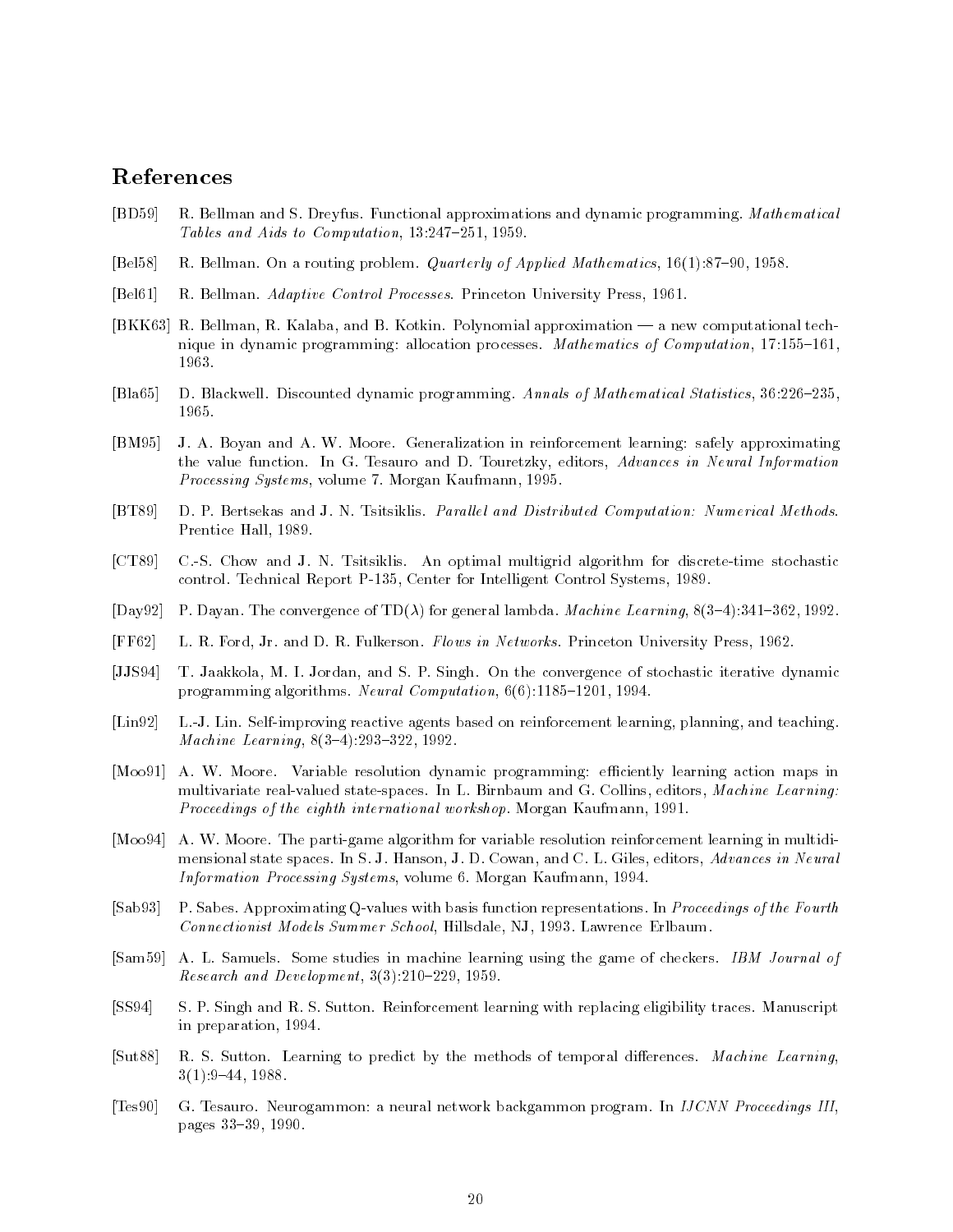## References

[BD59] R. Bellman and S. Dreyfus. Functional approximations and dynamic programming. *Mathematical Tables and Aids to Computation*, 13:247–251, 1959.

[Bel58] R. Bellman. On a routing problem. *Quarterly of Applied Mathematics*, 16(1):87–90, 1958.

[Bel61] R. Bellman. *Adaptive Control Processes*. Princeton University Press, 1961.

[BKK63] R. Bellman, R. Kalaba, and B. Kotkin. Polynomial approximation — a new computational technique in dynamic programming: allocation processes. *Mathematics of Computation*, 17:155–161, 1963.

[Bla65] D. Blackwell. Discounted dynamic programming. *Annals of Mathematical Statistics*, 36:226–235, 1965.

[BM95] J. A. Boyan and A. W. Moore. Generalization in reinforcement learning: safely approximating the value function. In G. Tesauro and D. Touretzky, editors, *Advances in Neural Information Processing Systems*, volume 7. Morgan Kaufmann, 1995.

[BT89] D. P. Bertsekas and J. N. Tsitsiklis. *Parallel and Distributed Computation: Numerical Methods*. Prentice Hall, 1989.

[CT89] C.-S. Chow and J. N. Tsitsiklis. An optimal multigrid algorithm for discrete-time stochastic control. Technical Report P-135, Center for Intelligent Control Systems, 1989.

[Day92] P. Dayan. The convergence of TD($\lambda$) for general lambda. *Machine Learning*, 8(3–4):341–362, 1992.

[FF62] L. R. Ford, Jr. and D. R. Fulkerson. *Flows in Networks*. Princeton University Press, 1962.

[JJS94] T. Jaakkola, M. I. Jordan, and S. P. Singh. On the convergence of stochastic iterative dynamic programming algorithms. *Neural Computation*, 6(6):1185–1201, 1994.

[Lin92] L.-J. Lin. Self-improving reactive agents based on reinforcement learning, planning, and teaching. *Machine Learning*, 8(3–4):293–322, 1992.

[Moo91] A. W. Moore. Variable resolution dynamic programming: efficiently learning action maps in multivariate real-valued state-spaces. In L. Birnbaum and G. Collins, editors, *Machine Learning: Proceedings of the eighth international workshop*. Morgan Kaufmann, 1991.

[Moo94] A. W. Moore. The parti-game algorithm for variable resolution reinforcement learning in multidimensional state spaces. In S. J. Hanson, J. D. Cowan, and C. L. Giles, editors, *Advances in Neural Information Processing Systems*, volume 6. Morgan Kaufmann, 1994.

[Sab93] P. Sabes. Approximating Q-values with basis function representations. In *Proceedings of the Fourth Connectionist Models Summer School*, Hillsdale, NJ, 1993. Lawrence Erlbaum.

[Sam59] A. L. Samuels. Some studies in machine learning using the game of checkers. *IBM Journal of Research and Development*, 3(3):210–229, 1959.

[SS94] S. P. Singh and R. S. Sutton. Reinforcement learning with replacing eligibility traces. Manuscript in preparation, 1994.

[Sut88] R. S. Sutton. Learning to predict by the methods of temporal differences. *Machine Learning*, 3(1):9–44, 1988.

[Tes90] G. Tesauro. Neurogammon: a neural network backgammon program. In *IJCNN Proceedings III*, pages 33–39, 1990.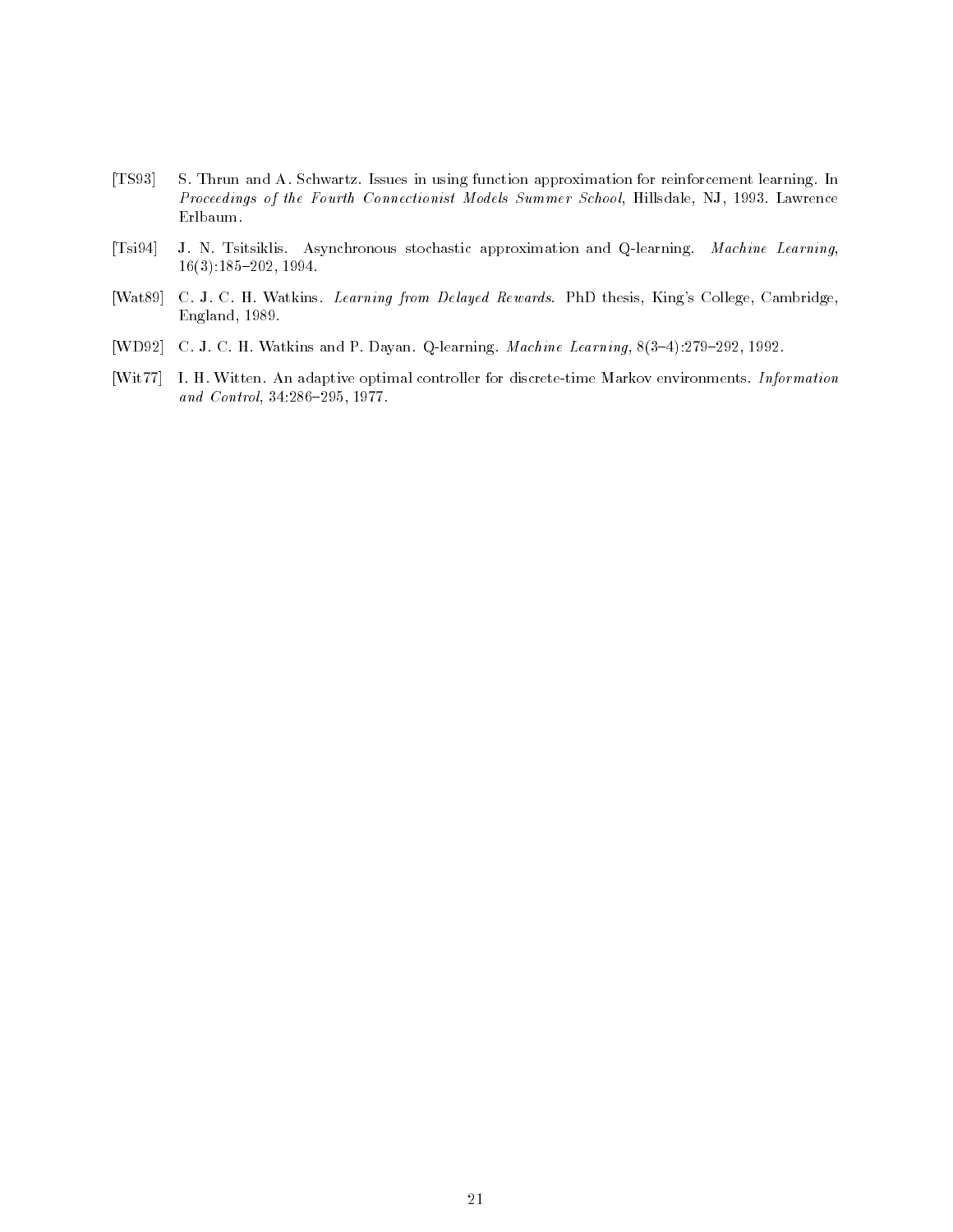[TS93] S. Thrun and A. Schwartz. Issues in using function approximation for reinforcement learning. In *Proceedings of the Fourth Connectionist Models Summer School*, Hillsdale, NJ, 1993. Lawrence Erlbaum.

[Tsi94] J. N. Tsitsiklis. Asynchronous stochastic approximation and Q-learning. *Machine Learning*, 16(3):185–202, 1994.

[Wat89] C. J. C. H. Watkins. *Learning from Delayed Rewards*. PhD thesis, King's College, Cambridge, England, 1989.

[WD92] C. J. C. H. Watkins and P. Dayan. Q-learning. *Machine Learning*, 8(3–4):279–292, 1992.

[Wit77] I. H. Witten. An adaptive optimal controller for discrete-time Markov environments. *Information and Control*, 34:286–295, 1977.